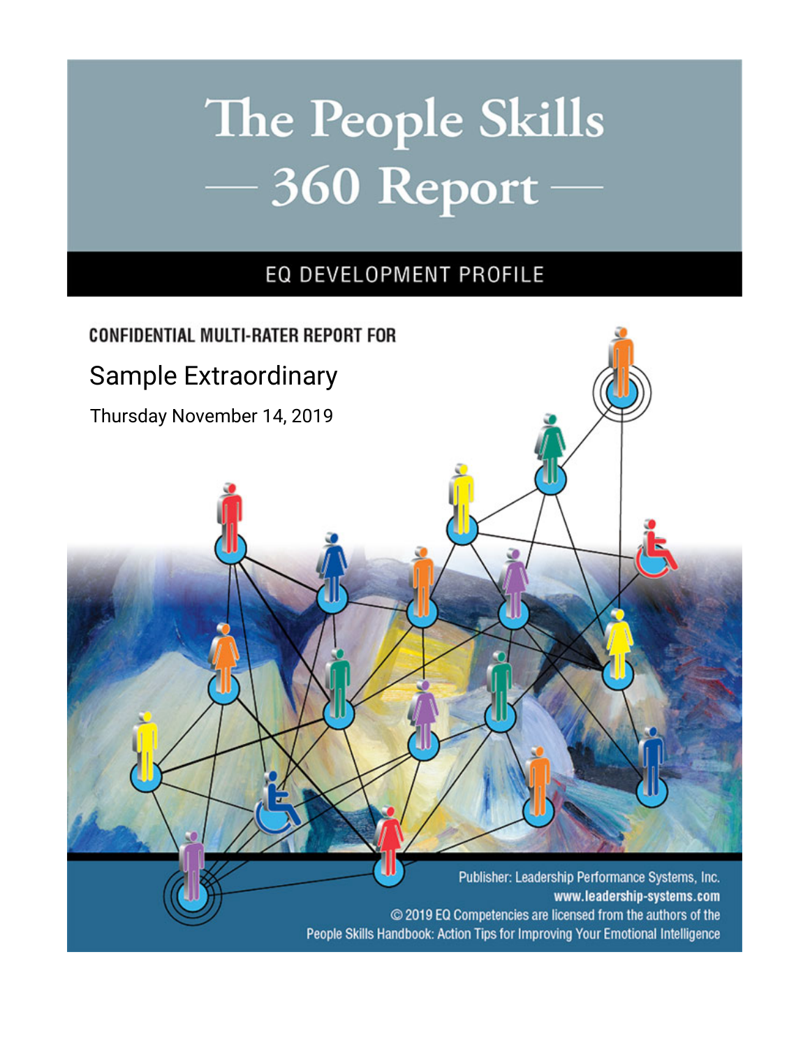# The People Skills — 360 Report —

## EQ DEVELOPMENT PROFILE

**CONFIDENTIAL MULTI-RATER REPORT FOR**

Sample Extraordinary

Thursday November 14, 2019

Publisher: Leadership Performance Systems, Inc.

**www.leadership-systems.com**

© 2019 EQ Competencies are licensed from the authors of the People Skills Handbook: Action Tips for Improving Your Emotional Intelligence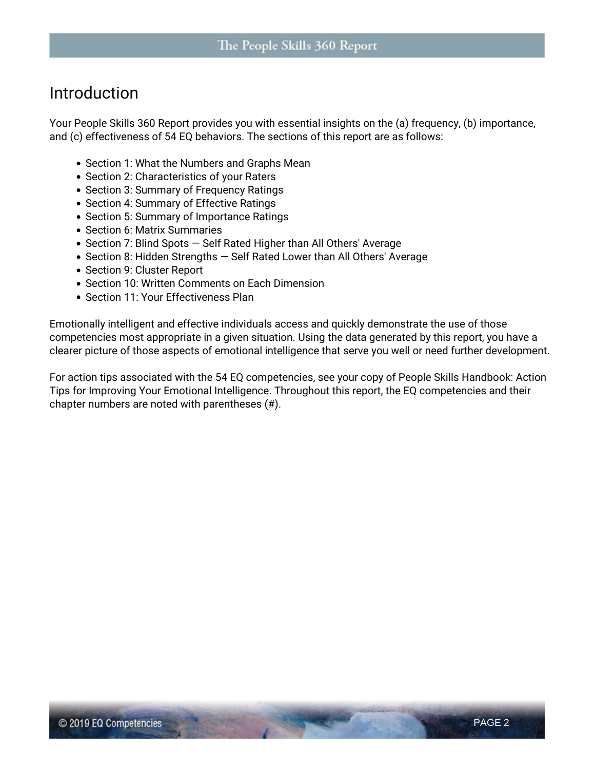# Introduction

Your People Skills 360 Report provides you with essential insights on the (a) frequency, (b) importance, and (c) effectiveness of 54 EQ behaviors. The sections of this report are as follows:

- Section 1: What the Numbers and Graphs Mean
- Section 2: Characteristics of your Raters
- Section 3: Summary of Frequency Ratings
- Section 4: Summary of Effective Ratings
- Section 5: Summary of Importance Ratings
- Section 6: Matrix Summaries
- Section 7: Blind Spots — Self Rated Higher than All Others' Average
- Section 8: Hidden Strengths — Self Rated Lower than All Others' Average
- Section 9: Cluster Report
- Section 10: Written Comments on Each Dimension
- Section 11: Your Effectiveness Plan

Emotionally intelligent and effective individuals access and quickly demonstrate the use of those competencies most appropriate in a given situation. Using the data generated by this report, you have a clearer picture of those aspects of emotional intelligence that serve you well or need further development.

For action tips associated with the 54 EQ competencies, see your copy of People Skills Handbook: Action Tips for Improving Your Emotional Intelligence. Throughout this report, the EQ competencies and their chapter numbers are noted with parentheses (#).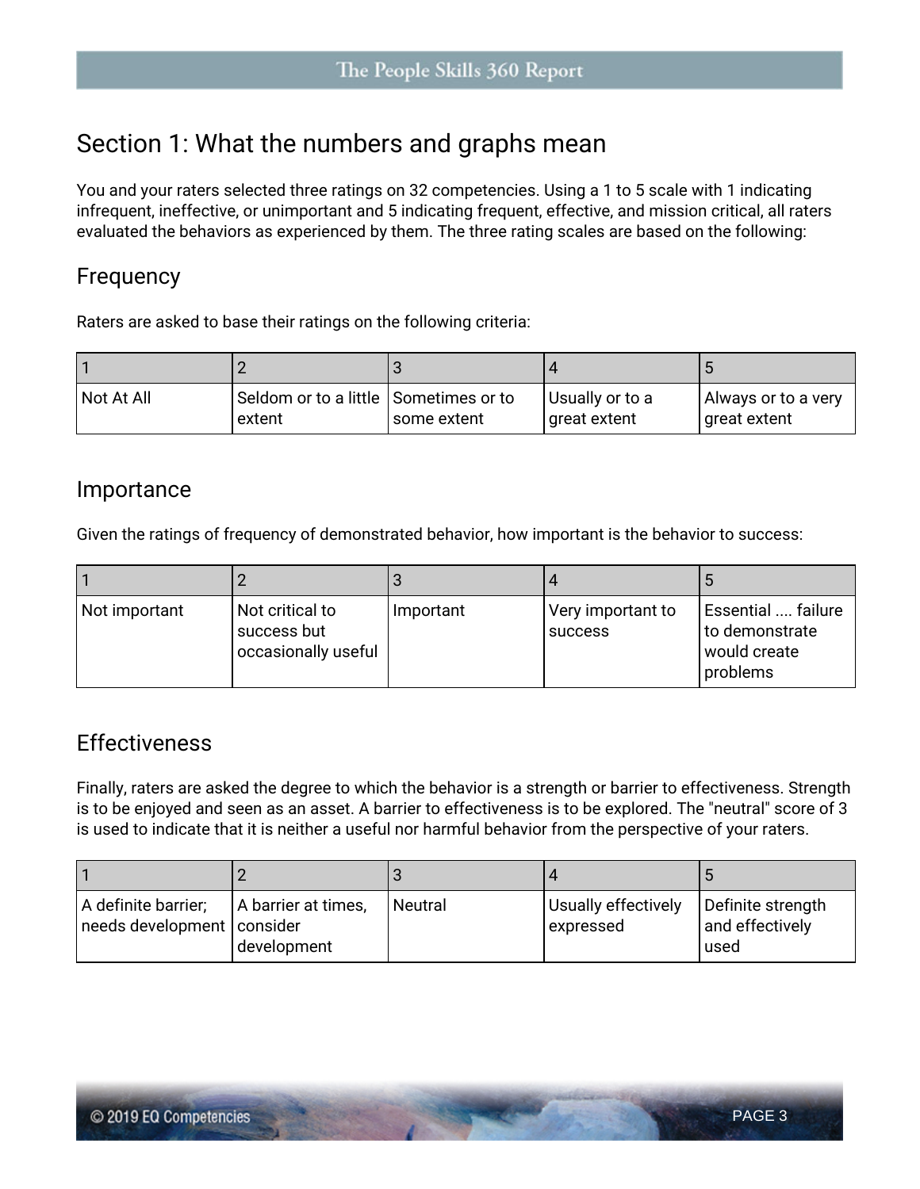# Section 1: What the numbers and graphs mean

You and your raters selected three ratings on 32 competencies. Using a 1 to 5 scale with 1 indicating infrequent, ineffective, or unimportant and 5 indicating frequent, effective, and mission critical, all raters evaluated the behaviors as experienced by them. The three rating scales are based on the following:

## Frequency

Raters are asked to base their ratings on the following criteria:

| 1 | 2 | 3 | 4 | 5 |
|---|---|---|---|---|
| Not At All | Seldom or to a little extent | Sometimes or to some extent | Usually or to a great extent | Always or to a very great extent |

## Importance

Given the ratings of frequency of demonstrated behavior, how important is the behavior to success:

| 1 | 2 | 3 | 4 | 5 |
|---|---|---|---|---|
| Not important | Not critical to success but occasionally useful | Important | Very important to success | Essential .... failure to demonstrate would create problems |

## Effectiveness

Finally, raters are asked the degree to which the behavior is a strength or barrier to effectiveness. Strength is to be enjoyed and seen as an asset. A barrier to effectiveness is to be explored. The "neutral" score of 3 is used to indicate that it is neither a useful nor harmful behavior from the perspective of your raters.

| 1 | 2 | 3 | 4 | 5 |
|---|---|---|---|---|
| A definite barrier; needs development | A barrier at times, consider development | Neutral | Usually effectively expressed | Definite strength and effectively used |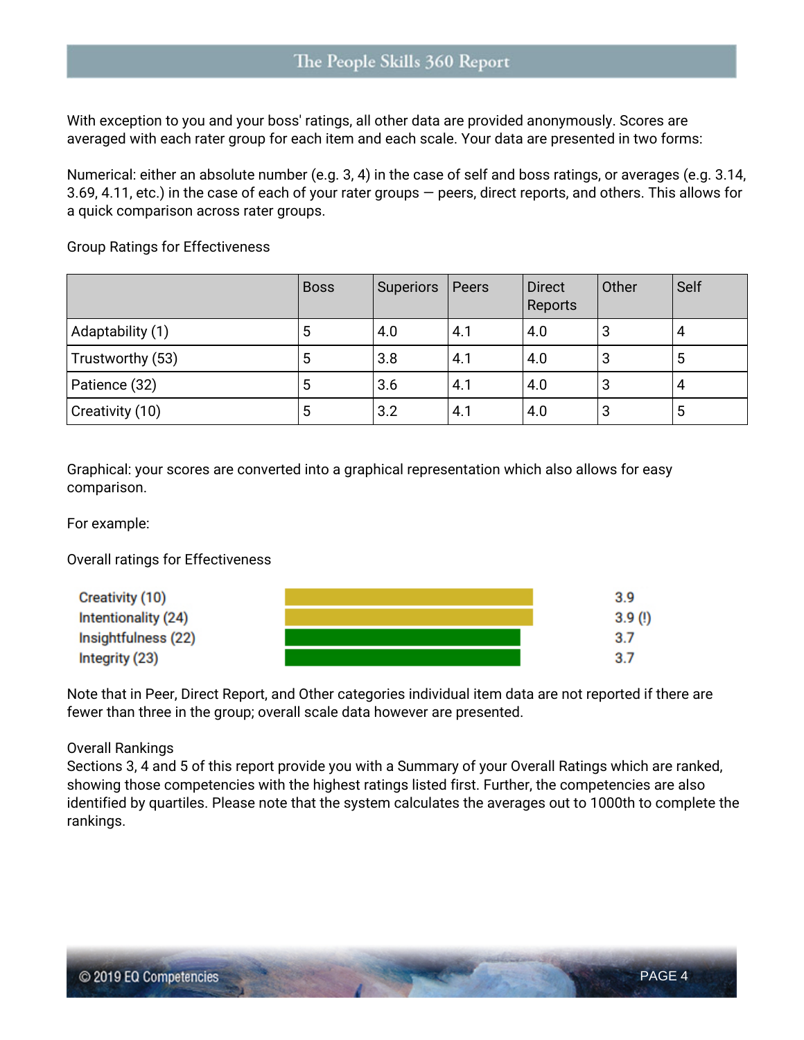With exception to you and your boss' ratings, all other data are provided anonymously. Scores are averaged with each rater group for each item and each scale. Your data are presented in two forms:

Numerical: either an absolute number (e.g. 3, 4) in the case of self and boss ratings, or averages (e.g. 3.14, 3.69, 4.11, etc.) in the case of each of your rater groups — peers, direct reports, and others. This allows for a quick comparison across rater groups.

Group Ratings for Effectiveness

| | Boss | Superiors | Peers | Direct Reports | Other | Self |
|---|---|---|---|---|---|---|
| Adaptability (1) | 5 | 4.0 | 4.1 | 4.0 | 3 | 4 |
| Trustworthy (53) | 5 | 3.8 | 4.1 | 4.0 | 3 | 5 |
| Patience (32) | 5 | 3.6 | 4.1 | 4.0 | 3 | 4 |
| Creativity (10) | 5 | 3.2 | 4.1 | 4.0 | 3 | 5 |

Graphical: your scores are converted into a graphical representation which also allows for easy comparison.

For example:

Overall ratings for Effectiveness

| | |
|---|---|
| Creativity (10) | 3.9 |
| Intentionality (24) | 3.9 (!) |
| Insightfulness (22) | 3.7 |
| Integrity (23) | 3.7 |

Note that in Peer, Direct Report, and Other categories individual item data are not reported if there are fewer than three in the group; overall scale data however are presented.

Overall Rankings
Sections 3, 4 and 5 of this report provide you with a Summary of your Overall Ratings which are ranked, showing those competencies with the highest ratings listed first. Further, the competencies are also identified by quartiles. Please note that the system calculates the averages out to 1000th to complete the rankings.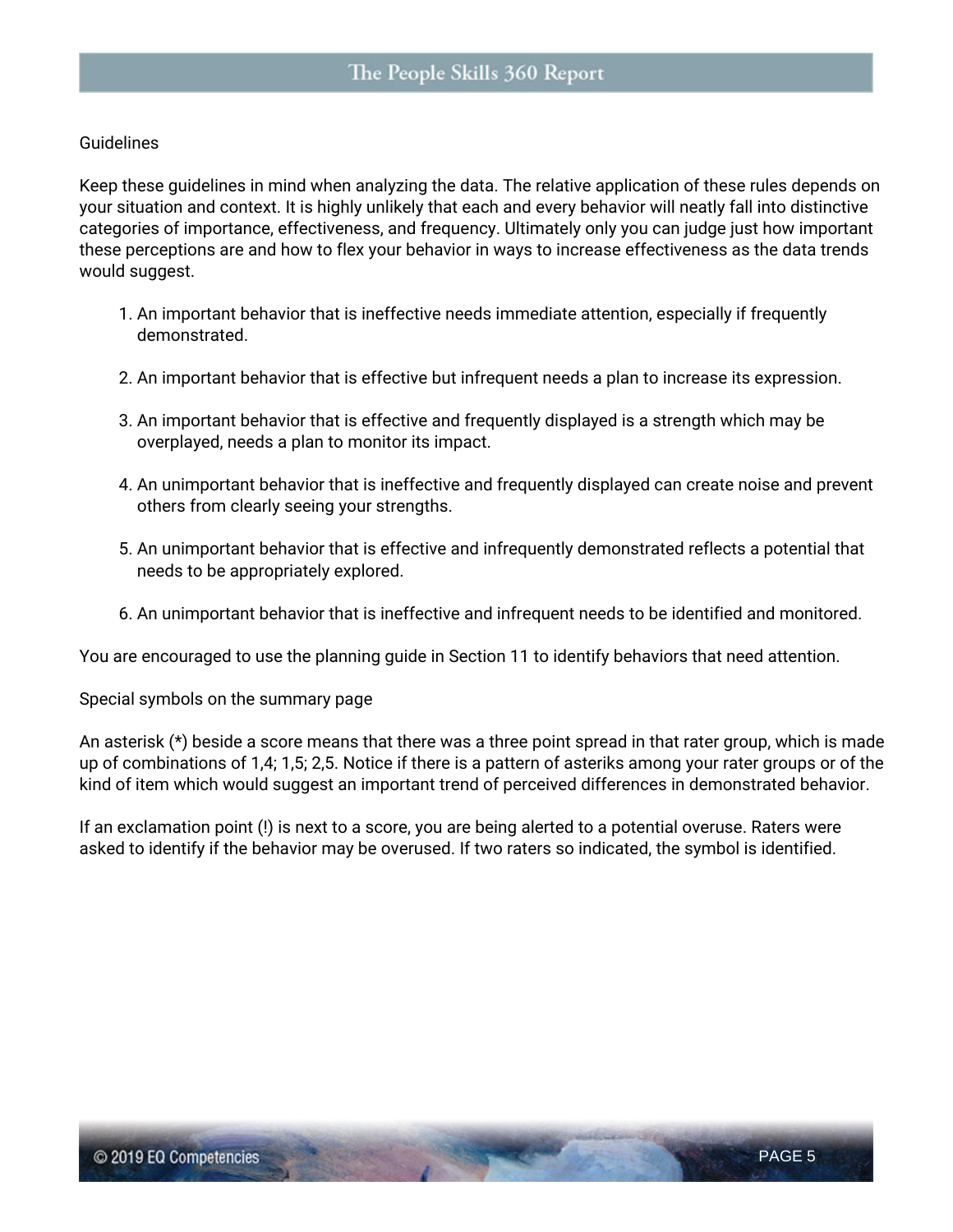Guidelines

Keep these guidelines in mind when analyzing the data. The relative application of these rules depends on your situation and context. It is highly unlikely that each and every behavior will neatly fall into distinctive categories of importance, effectiveness, and frequency. Ultimately only you can judge just how important these perceptions are and how to flex your behavior in ways to increase effectiveness as the data trends would suggest.

1. An important behavior that is ineffective needs immediate attention, especially if frequently demonstrated.

2. An important behavior that is effective but infrequent needs a plan to increase its expression.

3. An important behavior that is effective and frequently displayed is a strength which may be overplayed, needs a plan to monitor its impact.

4. An unimportant behavior that is ineffective and frequently displayed can create noise and prevent others from clearly seeing your strengths.

5. An unimportant behavior that is effective and infrequently demonstrated reflects a potential that needs to be appropriately explored.

6. An unimportant behavior that is ineffective and infrequent needs to be identified and monitored.

You are encouraged to use the planning guide in Section 11 to identify behaviors that need attention.

Special symbols on the summary page

An asterisk (*) beside a score means that there was a three point spread in that rater group, which is made up of combinations of 1,4; 1,5; 2,5. Notice if there is a pattern of asteriks among your rater groups or of the kind of item which would suggest an important trend of perceived differences in demonstrated behavior.

If an exclamation point (!) is next to a score, you are being alerted to a potential overuse. Raters were asked to identify if the behavior may be overused. If two raters so indicated, the symbol is identified.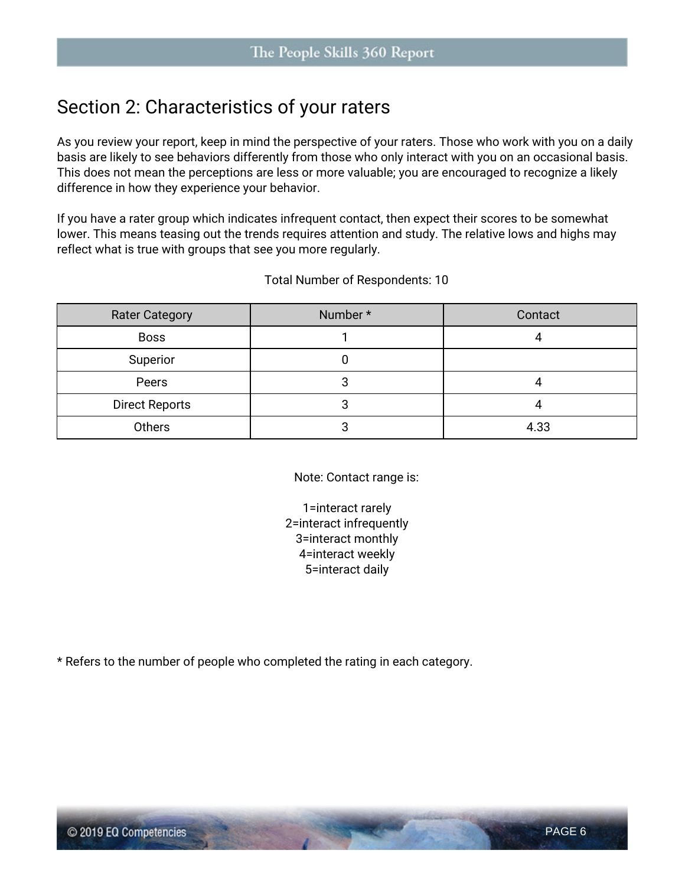## Section 2: Characteristics of your raters

As you review your report, keep in mind the perspective of your raters. Those who work with you on a daily basis are likely to see behaviors differently from those who only interact with you on an occasional basis. This does not mean the perceptions are less or more valuable; you are encouraged to recognize a likely difference in how they experience your behavior.

If you have a rater group which indicates infrequent contact, then expect their scores to be somewhat lower. This means teasing out the trends requires attention and study. The relative lows and highs may reflect what is true with groups that see you more regularly.

Total Number of Respondents: 10

| Rater Category | Number * | Contact |
|---|---|---|
| Boss | 1 | 4 |
| Superior | 0 | |
| Peers | 3 | 4 |
| Direct Reports | 3 | 4 |
| Others | 3 | 4.33 |

Note: Contact range is:

1=interact rarely
2=interact infrequently
3=interact monthly
4=interact weekly
5=interact daily

* Refers to the number of people who completed the rating in each category.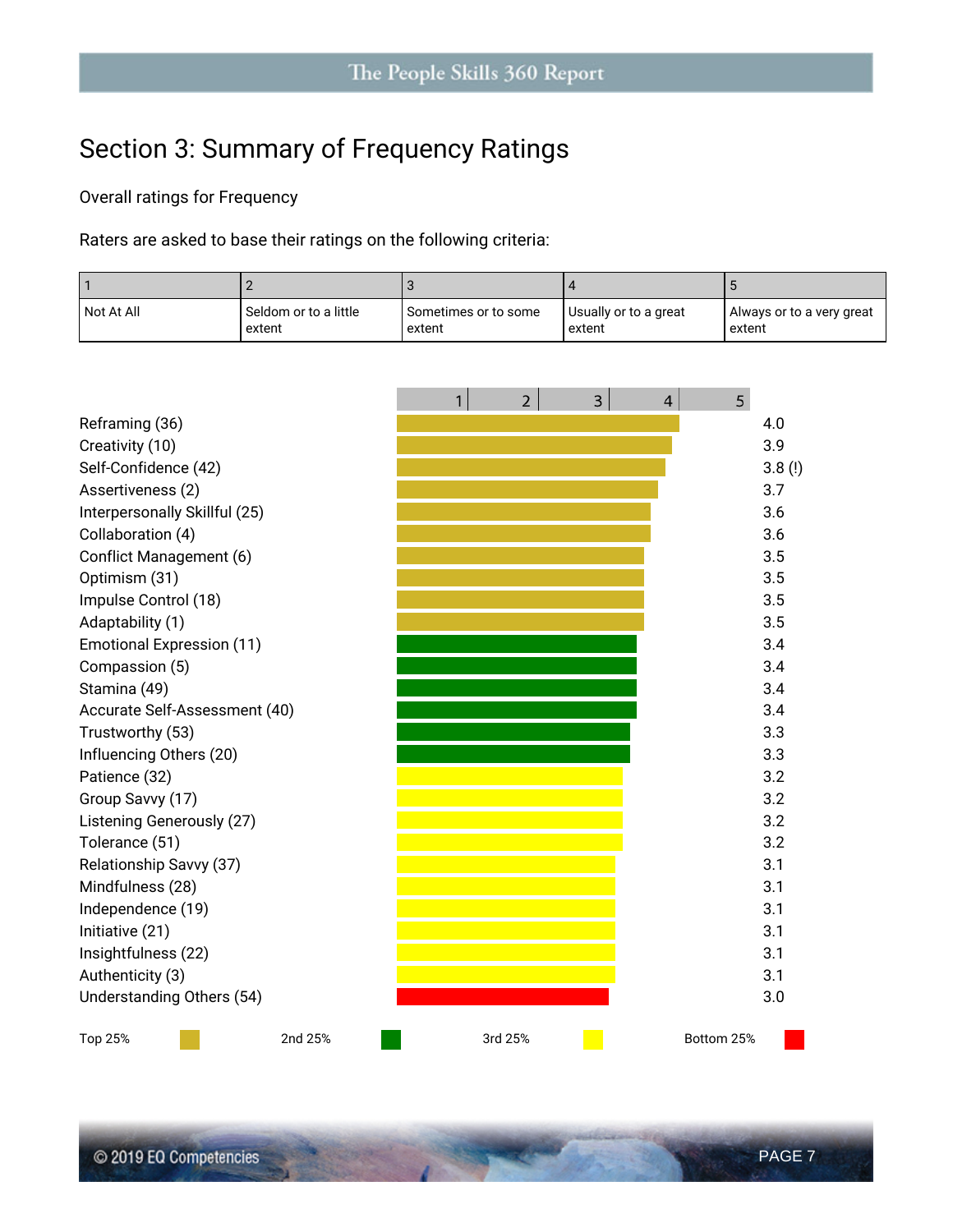## Section 3: Summary of Frequency Ratings

Overall ratings for Frequency

Raters are asked to base their ratings on the following criteria:

| 1 | 2 | 3 | 4 | 5 |
|---|---|---|---|---|
| Not At All | Seldom or to a little extent | Sometimes or to some extent | Usually or to a great extent | Always or to a very great extent |

| Competency | Rating | Quartile |
|---|---|---|
| Reframing (36) | 4.0 | Top 25% |
| Creativity (10) | 3.9 | Top 25% |
| Self-Confidence (42) | 3.8 (!) | Top 25% |
| Assertiveness (2) | 3.7 | Top 25% |
| Interpersonally Skillful (25) | 3.6 | Top 25% |
| Collaboration (4) | 3.6 | Top 25% |
| Conflict Management (6) | 3.5 | Top 25% |
| Optimism (31) | 3.5 | Top 25% |
| Impulse Control (18) | 3.5 | Top 25% |
| Adaptability (1) | 3.5 | Top 25% |
| Emotional Expression (11) | 3.4 | 2nd 25% |
| Compassion (5) | 3.4 | 2nd 25% |
| Stamina (49) | 3.4 | 2nd 25% |
| Accurate Self-Assessment (40) | 3.4 | 2nd 25% |
| Trustworthy (53) | 3.3 | 2nd 25% |
| Influencing Others (20) | 3.3 | 2nd 25% |
| Patience (32) | 3.2 | 3rd 25% |
| Group Savvy (17) | 3.2 | 3rd 25% |
| Listening Generously (27) | 3.2 | 3rd 25% |
| Tolerance (51) | 3.2 | 3rd 25% |
| Relationship Savvy (37) | 3.1 | 3rd 25% |
| Mindfulness (28) | 3.1 | 3rd 25% |
| Independence (19) | 3.1 | 3rd 25% |
| Initiative (21) | 3.1 | 3rd 25% |
| Insightfulness (22) | 3.1 | 3rd 25% |
| Authenticity (3) | 3.1 | 3rd 25% |
| Understanding Others (54) | 3.0 | Bottom 25% |

Top 25% | 2nd 25% | 3rd 25% | Bottom 25%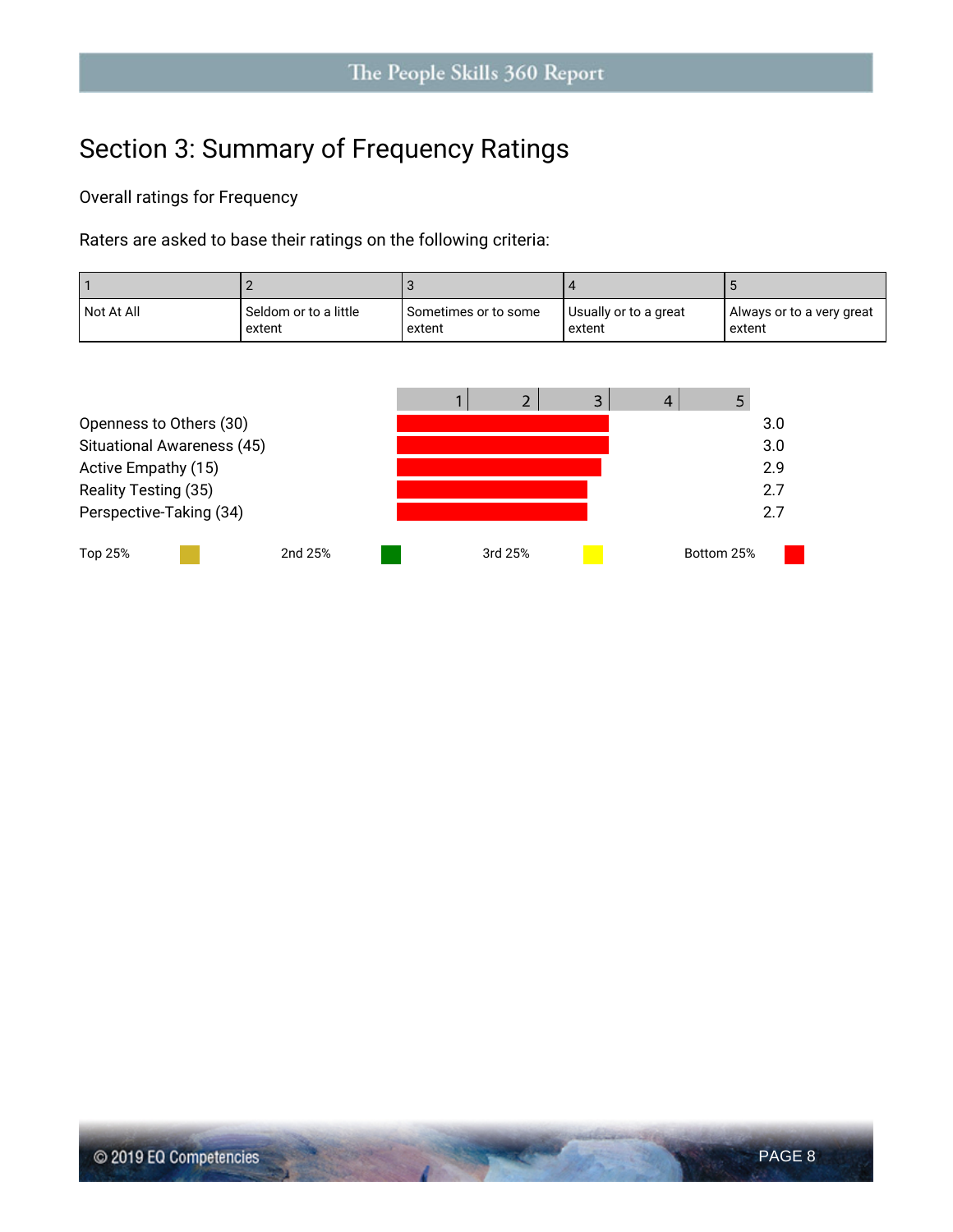# Section 3: Summary of Frequency Ratings

Overall ratings for Frequency

Raters are asked to base their ratings on the following criteria:

| 1 | 2 | 3 | 4 | 5 |
|---|---|---|---|---|
| Not At All | Seldom or to a little extent | Sometimes or to some extent | Usually or to a great extent | Always or to a very great extent |

| | Rating |
|---|---|
| Openness to Others (30) | 3.0 |
| Situational Awareness (45) | 3.0 |
| Active Empathy (15) | 2.9 |
| Reality Testing (35) | 2.7 |
| Perspective-Taking (34) | 2.7 |

Top 25% &nbsp;&nbsp; 2nd 25% &nbsp;&nbsp; 3rd 25% &nbsp;&nbsp; Bottom 25%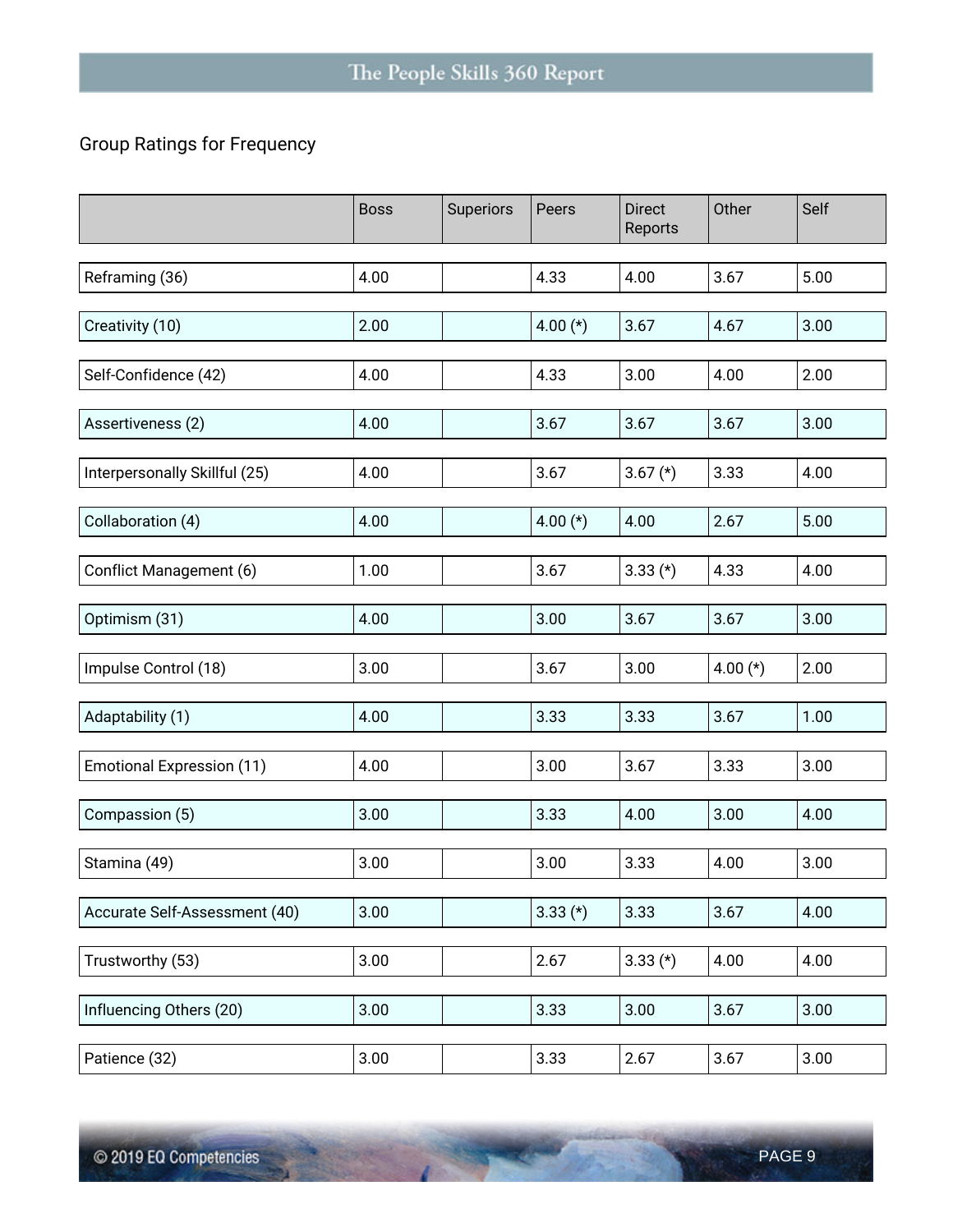## Group Ratings for Frequency

| | Boss | Superiors | Peers | Direct Reports | Other | Self |
|---|---|---|---|---|---|---|
| Reframing (36) | 4.00 | | 4.33 | 4.00 | 3.67 | 5.00 |
| Creativity (10) | 2.00 | | 4.00 (*) | 3.67 | 4.67 | 3.00 |
| Self-Confidence (42) | 4.00 | | 4.33 | 3.00 | 4.00 | 2.00 |
| Assertiveness (2) | 4.00 | | 3.67 | 3.67 | 3.67 | 3.00 |
| Interpersonally Skillful (25) | 4.00 | | 3.67 | 3.67 (*) | 3.33 | 4.00 |
| Collaboration (4) | 4.00 | | 4.00 (*) | 4.00 | 2.67 | 5.00 |
| Conflict Management (6) | 1.00 | | 3.67 | 3.33 (*) | 4.33 | 4.00 |
| Optimism (31) | 4.00 | | 3.00 | 3.67 | 3.67 | 3.00 |
| Impulse Control (18) | 3.00 | | 3.67 | 3.00 | 4.00 (*) | 2.00 |
| Adaptability (1) | 4.00 | | 3.33 | 3.33 | 3.67 | 1.00 |
| Emotional Expression (11) | 4.00 | | 3.00 | 3.67 | 3.33 | 3.00 |
| Compassion (5) | 3.00 | | 3.33 | 4.00 | 3.00 | 4.00 |
| Stamina (49) | 3.00 | | 3.00 | 3.33 | 4.00 | 3.00 |
| Accurate Self-Assessment (40) | 3.00 | | 3.33 (*) | 3.33 | 3.67 | 4.00 |
| Trustworthy (53) | 3.00 | | 2.67 | 3.33 (*) | 4.00 | 4.00 |
| Influencing Others (20) | 3.00 | | 3.33 | 3.00 | 3.67 | 3.00 |
| Patience (32) | 3.00 | | 3.33 | 2.67 | 3.67 | 3.00 |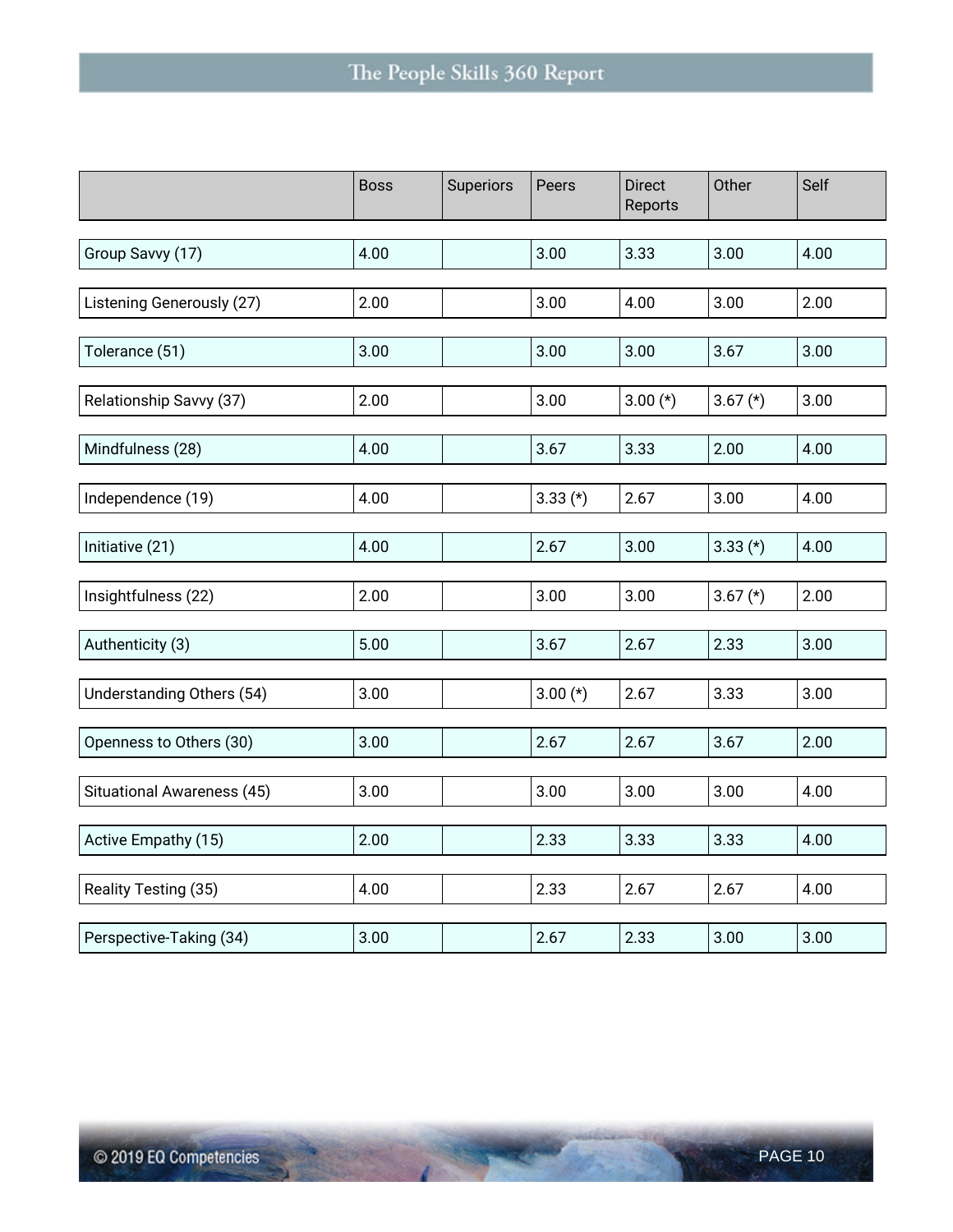| | Boss | Superiors | Peers | Direct Reports | Other | Self |
|---|---|---|---|---|---|---|
| Group Savvy (17) | 4.00 | | 3.00 | 3.33 | 3.00 | 4.00 |
| Listening Generously (27) | 2.00 | | 3.00 | 4.00 | 3.00 | 2.00 |
| Tolerance (51) | 3.00 | | 3.00 | 3.00 | 3.67 | 3.00 |
| Relationship Savvy (37) | 2.00 | | 3.00 | 3.00 (*) | 3.67 (*) | 3.00 |
| Mindfulness (28) | 4.00 | | 3.67 | 3.33 | 2.00 | 4.00 |
| Independence (19) | 4.00 | | 3.33 (*) | 2.67 | 3.00 | 4.00 |
| Initiative (21) | 4.00 | | 2.67 | 3.00 | 3.33 (*) | 4.00 |
| Insightfulness (22) | 2.00 | | 3.00 | 3.00 | 3.67 (*) | 2.00 |
| Authenticity (3) | 5.00 | | 3.67 | 2.67 | 2.33 | 3.00 |
| Understanding Others (54) | 3.00 | | 3.00 (*) | 2.67 | 3.33 | 3.00 |
| Openness to Others (30) | 3.00 | | 2.67 | 2.67 | 3.67 | 2.00 |
| Situational Awareness (45) | 3.00 | | 3.00 | 3.00 | 3.00 | 4.00 |
| Active Empathy (15) | 2.00 | | 2.33 | 3.33 | 3.33 | 4.00 |
| Reality Testing (35) | 4.00 | | 2.33 | 2.67 | 2.67 | 4.00 |
| Perspective-Taking (34) | 3.00 | | 2.67 | 2.33 | 3.00 | 3.00 |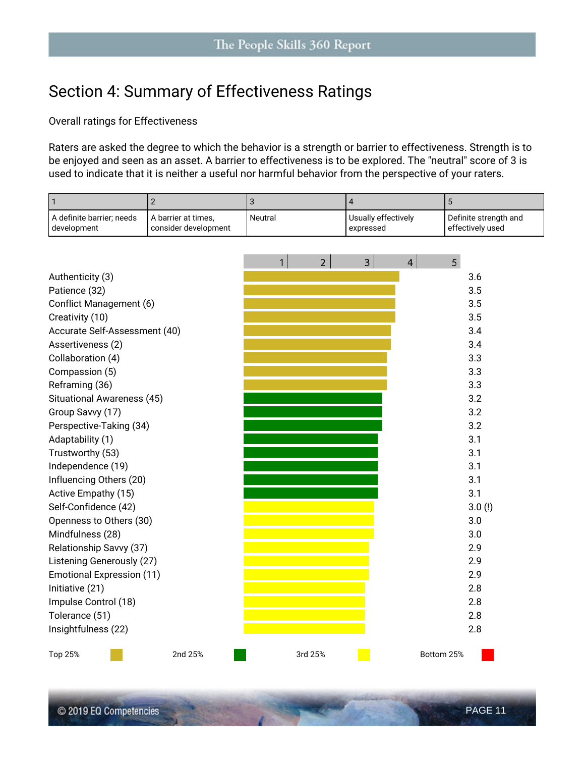## Section 4: Summary of Effectiveness Ratings

Overall ratings for Effectiveness

Raters are asked the degree to which the behavior is a strength or barrier to effectiveness. Strength is to be enjoyed and seen as an asset. A barrier to effectiveness is to be explored. The "neutral" score of 3 is used to indicate that it is neither a useful nor harmful behavior from the perspective of your raters.

| 1 | 2 | 3 | 4 | 5 |
|---|---|---|---|---|
| A definite barrier; needs development | A barrier at times, consider development | Neutral | Usually effectively expressed | Definite strength and effectively used |

| Competency | Score | Quartile |
|---|---|---|
| Authenticity (3) | 3.6 | Top 25% |
| Patience (32) | 3.5 | Top 25% |
| Conflict Management (6) | 3.5 | Top 25% |
| Creativity (10) | 3.5 | Top 25% |
| Accurate Self-Assessment (40) | 3.4 | Top 25% |
| Assertiveness (2) | 3.4 | Top 25% |
| Collaboration (4) | 3.3 | Top 25% |
| Compassion (5) | 3.3 | Top 25% |
| Reframing (36) | 3.3 | Top 25% |
| Situational Awareness (45) | 3.2 | 2nd 25% |
| Group Savvy (17) | 3.2 | 2nd 25% |
| Perspective-Taking (34) | 3.2 | 2nd 25% |
| Adaptability (1) | 3.1 | 2nd 25% |
| Trustworthy (53) | 3.1 | 2nd 25% |
| Independence (19) | 3.1 | 2nd 25% |
| Influencing Others (20) | 3.1 | 2nd 25% |
| Active Empathy (15) | 3.1 | 2nd 25% |
| Self-Confidence (42) | 3.0 (!) | 3rd 25% |
| Openness to Others (30) | 3.0 | 3rd 25% |
| Mindfulness (28) | 3.0 | 3rd 25% |
| Relationship Savvy (37) | 2.9 | 3rd 25% |
| Listening Generously (27) | 2.9 | 3rd 25% |
| Emotional Expression (11) | 2.9 | 3rd 25% |
| Initiative (21) | 2.8 | 3rd 25% |
| Impulse Control (18) | 2.8 | 3rd 25% |
| Tolerance (51) | 2.8 | 3rd 25% |
| Insightfulness (22) | 2.8 | 3rd 25% |

Top 25% | 2nd 25% | 3rd 25% | Bottom 25%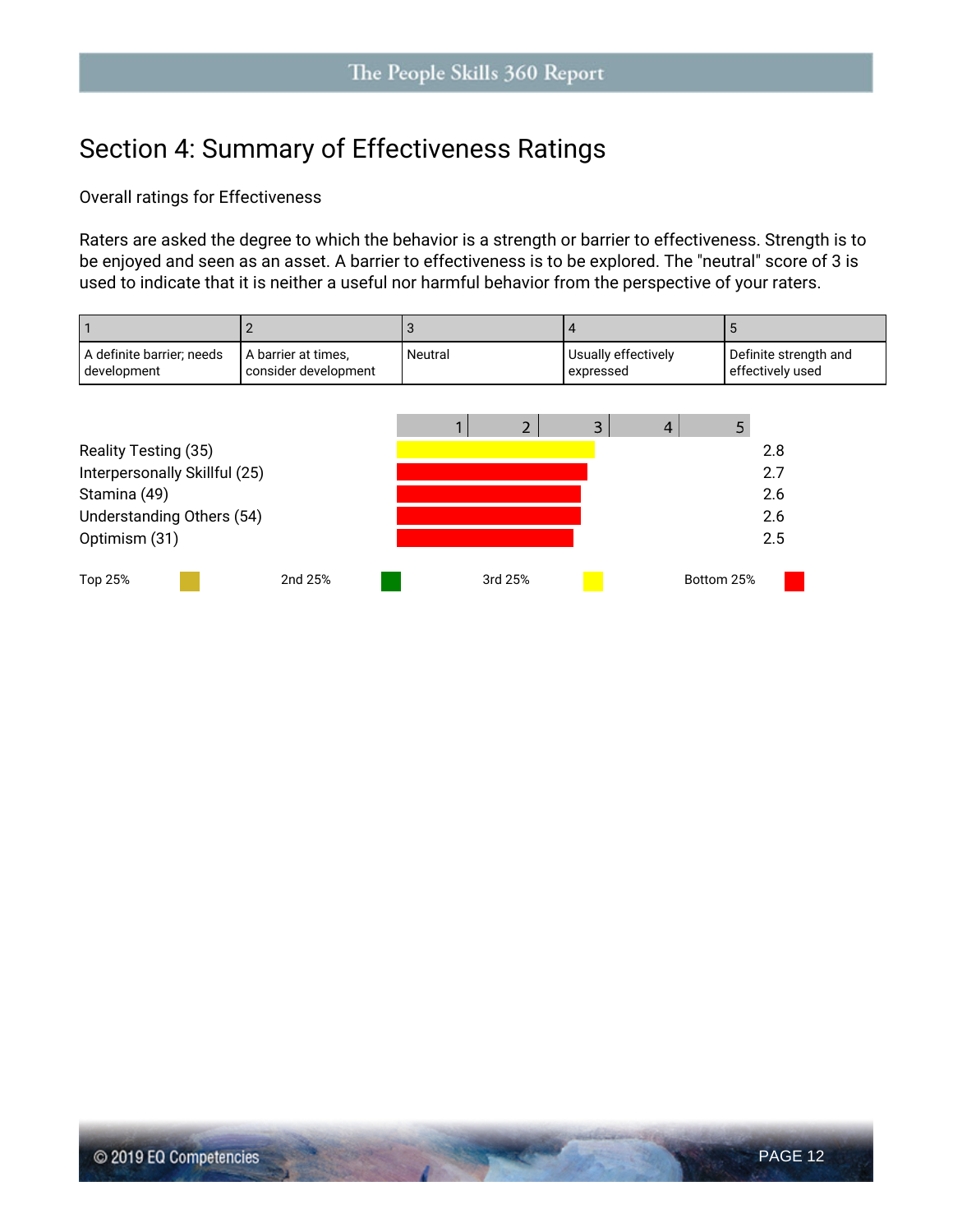# Section 4: Summary of Effectiveness Ratings

Overall ratings for Effectiveness

Raters are asked the degree to which the behavior is a strength or barrier to effectiveness. Strength is to be enjoyed and seen as an asset. A barrier to effectiveness is to be explored. The "neutral" score of 3 is used to indicate that it is neither a useful nor harmful behavior from the perspective of your raters.

| 1 | 2 | 3 | 4 | 5 |
|---|---|---|---|---|
| A definite barrier; needs development | A barrier at times, consider development | Neutral | Usually effectively expressed | Definite strength and effectively used |

| Competency | Score |
|---|---|
| Reality Testing (35) | 2.8 |
| Interpersonally Skillful (25) | 2.7 |
| Stamina (49) | 2.6 |
| Understanding Others (54) | 2.6 |
| Optimism (31) | 2.5 |

Top 25% | 2nd 25% | 3rd 25% | Bottom 25%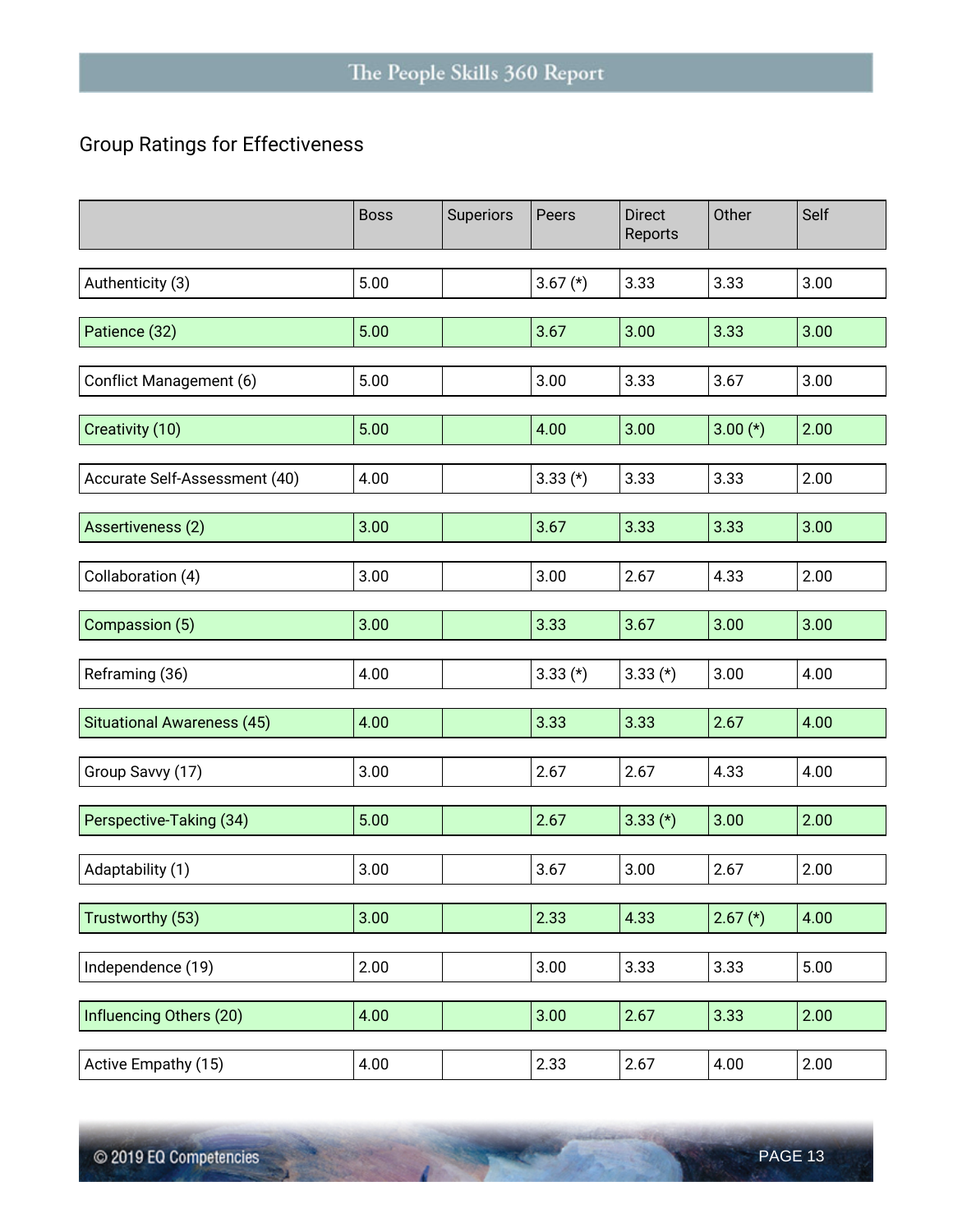## Group Ratings for Effectiveness

| | Boss | Superiors | Peers | Direct Reports | Other | Self |
|---|---|---|---|---|---|---|
| Authenticity (3) | 5.00 | | 3.67 (*) | 3.33 | 3.33 | 3.00 |
| Patience (32) | 5.00 | | 3.67 | 3.00 | 3.33 | 3.00 |
| Conflict Management (6) | 5.00 | | 3.00 | 3.33 | 3.67 | 3.00 |
| Creativity (10) | 5.00 | | 4.00 | 3.00 | 3.00 (*) | 2.00 |
| Accurate Self-Assessment (40) | 4.00 | | 3.33 (*) | 3.33 | 3.33 | 2.00 |
| Assertiveness (2) | 3.00 | | 3.67 | 3.33 | 3.33 | 3.00 |
| Collaboration (4) | 3.00 | | 3.00 | 2.67 | 4.33 | 2.00 |
| Compassion (5) | 3.00 | | 3.33 | 3.67 | 3.00 | 3.00 |
| Reframing (36) | 4.00 | | 3.33 (*) | 3.33 (*) | 3.00 | 4.00 |
| Situational Awareness (45) | 4.00 | | 3.33 | 3.33 | 2.67 | 4.00 |
| Group Savvy (17) | 3.00 | | 2.67 | 2.67 | 4.33 | 4.00 |
| Perspective-Taking (34) | 5.00 | | 2.67 | 3.33 (*) | 3.00 | 2.00 |
| Adaptability (1) | 3.00 | | 3.67 | 3.00 | 2.67 | 2.00 |
| Trustworthy (53) | 3.00 | | 2.33 | 4.33 | 2.67 (*) | 4.00 |
| Independence (19) | 2.00 | | 3.00 | 3.33 | 3.33 | 5.00 |
| Influencing Others (20) | 4.00 | | 3.00 | 2.67 | 3.33 | 2.00 |
| Active Empathy (15) | 4.00 | | 2.33 | 2.67 | 4.00 | 2.00 |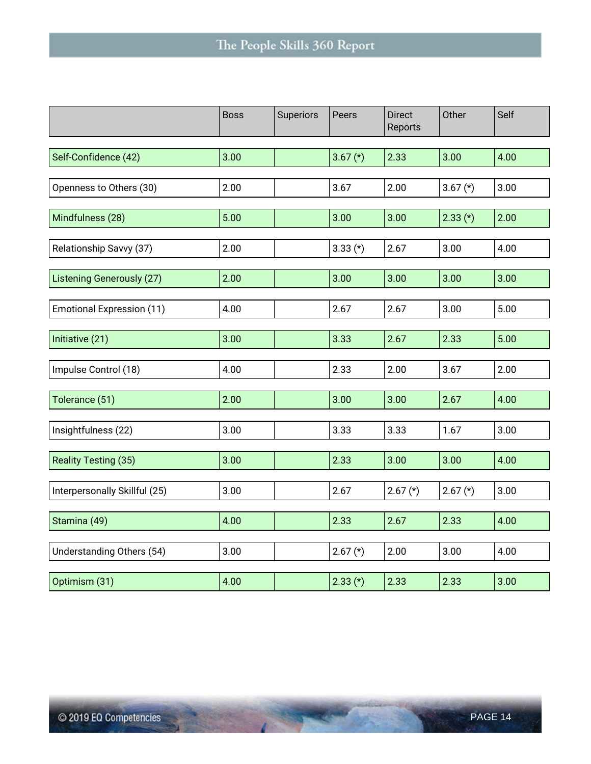| | Boss | Superiors | Peers | Direct Reports | Other | Self |
|---|---|---|---|---|---|---|
| Self-Confidence (42) | 3.00 | | 3.67 (*) | 2.33 | 3.00 | 4.00 |
| Openness to Others (30) | 2.00 | | 3.67 | 2.00 | 3.67 (*) | 3.00 |
| Mindfulness (28) | 5.00 | | 3.00 | 3.00 | 2.33 (*) | 2.00 |
| Relationship Savvy (37) | 2.00 | | 3.33 (*) | 2.67 | 3.00 | 4.00 |
| Listening Generously (27) | 2.00 | | 3.00 | 3.00 | 3.00 | 3.00 |
| Emotional Expression (11) | 4.00 | | 2.67 | 2.67 | 3.00 | 5.00 |
| Initiative (21) | 3.00 | | 3.33 | 2.67 | 2.33 | 5.00 |
| Impulse Control (18) | 4.00 | | 2.33 | 2.00 | 3.67 | 2.00 |
| Tolerance (51) | 2.00 | | 3.00 | 3.00 | 2.67 | 4.00 |
| Insightfulness (22) | 3.00 | | 3.33 | 3.33 | 1.67 | 3.00 |
| Reality Testing (35) | 3.00 | | 2.33 | 3.00 | 3.00 | 4.00 |
| Interpersonally Skillful (25) | 3.00 | | 2.67 | 2.67 (*) | 2.67 (*) | 3.00 |
| Stamina (49) | 4.00 | | 2.33 | 2.67 | 2.33 | 4.00 |
| Understanding Others (54) | 3.00 | | 2.67 (*) | 2.00 | 3.00 | 4.00 |
| Optimism (31) | 4.00 | | 2.33 (*) | 2.33 | 2.33 | 3.00 |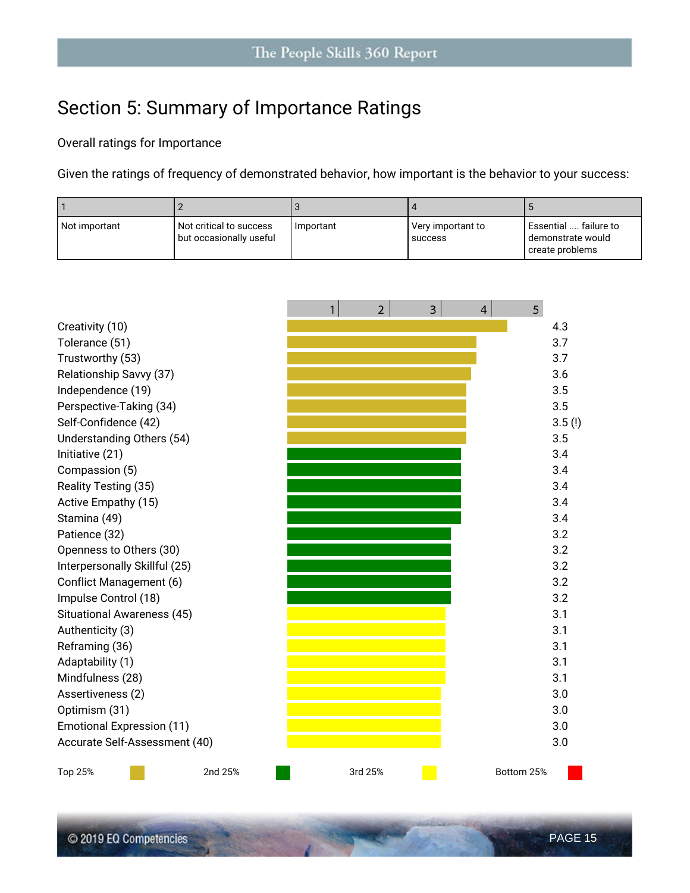# Section 5: Summary of Importance Ratings

Overall ratings for Importance

Given the ratings of frequency of demonstrated behavior, how important is the behavior to your success:

| 1 | 2 | 3 | 4 | 5 |
|---|---|---|---|---|
| Not important | Not critical to success but occasionally useful | Important | Very important to success | Essential .... failure to demonstrate would create problems |

| Competency | Rating | Quartile |
|---|---|---|
| Creativity (10) | 4.3 | Top 25% |
| Tolerance (51) | 3.7 | Top 25% |
| Trustworthy (53) | 3.7 | Top 25% |
| Relationship Savvy (37) | 3.6 | Top 25% |
| Independence (19) | 3.5 | Top 25% |
| Perspective-Taking (34) | 3.5 | Top 25% |
| Self-Confidence (42) | 3.5 (!) | Top 25% |
| Understanding Others (54) | 3.5 | Top 25% |
| Initiative (21) | 3.4 | 2nd 25% |
| Compassion (5) | 3.4 | 2nd 25% |
| Reality Testing (35) | 3.4 | 2nd 25% |
| Active Empathy (15) | 3.4 | 2nd 25% |
| Stamina (49) | 3.4 | 2nd 25% |
| Patience (32) | 3.2 | 2nd 25% |
| Openness to Others (30) | 3.2 | 2nd 25% |
| Interpersonally Skillful (25) | 3.2 | 2nd 25% |
| Conflict Management (6) | 3.2 | 2nd 25% |
| Impulse Control (18) | 3.2 | 2nd 25% |
| Situational Awareness (45) | 3.1 | 3rd 25% |
| Authenticity (3) | 3.1 | 3rd 25% |
| Reframing (36) | 3.1 | 3rd 25% |
| Adaptability (1) | 3.1 | 3rd 25% |
| Mindfulness (28) | 3.1 | 3rd 25% |
| Assertiveness (2) | 3.0 | 3rd 25% |
| Optimism (31) | 3.0 | 3rd 25% |
| Emotional Expression (11) | 3.0 | 3rd 25% |
| Accurate Self-Assessment (40) | 3.0 | 3rd 25% |

Top 25% | 2nd 25% | 3rd 25% | Bottom 25%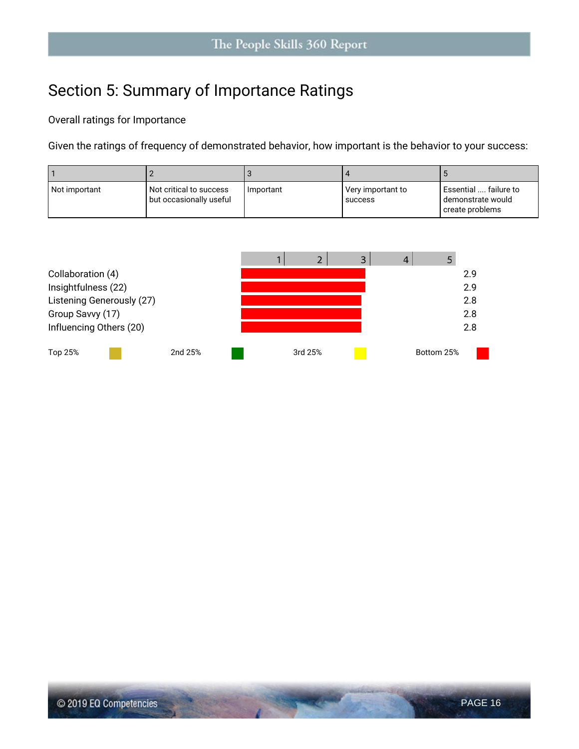## Section 5: Summary of Importance Ratings

Overall ratings for Importance

Given the ratings of frequency of demonstrated behavior, how important is the behavior to your success:

| 1 | 2 | 3 | 4 | 5 |
|---|---|---|---|---|
| Not important | Not critical to success but occasionally useful | Important | Very important to success | Essential .... failure to demonstrate would create problems |

| | Rating |
|---|---|
| Collaboration (4) | 2.9 |
| Insightfulness (22) | 2.9 |
| Listening Generously (27) | 2.8 |
| Group Savvy (17) | 2.8 |
| Influencing Others (20) | 2.8 |

Top 25% 2nd 25% 3rd 25% Bottom 25%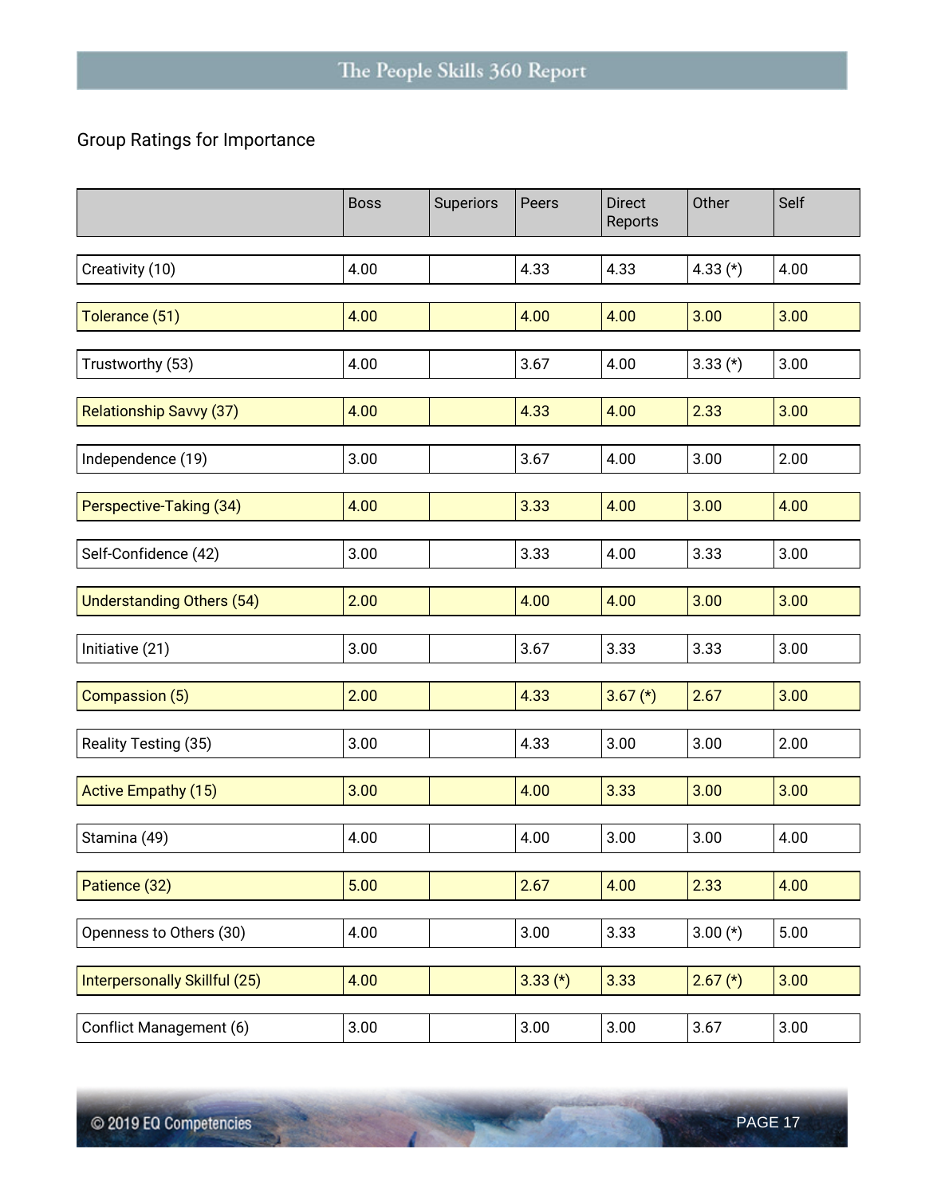## Group Ratings for Importance

| | Boss | Superiors | Peers | Direct Reports | Other | Self |
|---|---|---|---|---|---|---|
| Creativity (10) | 4.00 | | 4.33 | 4.33 | 4.33 (*) | 4.00 |
| Tolerance (51) | 4.00 | | 4.00 | 4.00 | 3.00 | 3.00 |
| Trustworthy (53) | 4.00 | | 3.67 | 4.00 | 3.33 (*) | 3.00 |
| Relationship Savvy (37) | 4.00 | | 4.33 | 4.00 | 2.33 | 3.00 |
| Independence (19) | 3.00 | | 3.67 | 4.00 | 3.00 | 2.00 |
| Perspective-Taking (34) | 4.00 | | 3.33 | 4.00 | 3.00 | 4.00 |
| Self-Confidence (42) | 3.00 | | 3.33 | 4.00 | 3.33 | 3.00 |
| Understanding Others (54) | 2.00 | | 4.00 | 4.00 | 3.00 | 3.00 |
| Initiative (21) | 3.00 | | 3.67 | 3.33 | 3.33 | 3.00 |
| Compassion (5) | 2.00 | | 4.33 | 3.67 (*) | 2.67 | 3.00 |
| Reality Testing (35) | 3.00 | | 4.33 | 3.00 | 3.00 | 2.00 |
| Active Empathy (15) | 3.00 | | 4.00 | 3.33 | 3.00 | 3.00 |
| Stamina (49) | 4.00 | | 4.00 | 3.00 | 3.00 | 4.00 |
| Patience (32) | 5.00 | | 2.67 | 4.00 | 2.33 | 4.00 |
| Openness to Others (30) | 4.00 | | 3.00 | 3.33 | 3.00 (*) | 5.00 |
| Interpersonally Skillful (25) | 4.00 | | 3.33 (*) | 3.33 | 2.67 (*) | 3.00 |
| Conflict Management (6) | 3.00 | | 3.00 | 3.00 | 3.67 | 3.00 |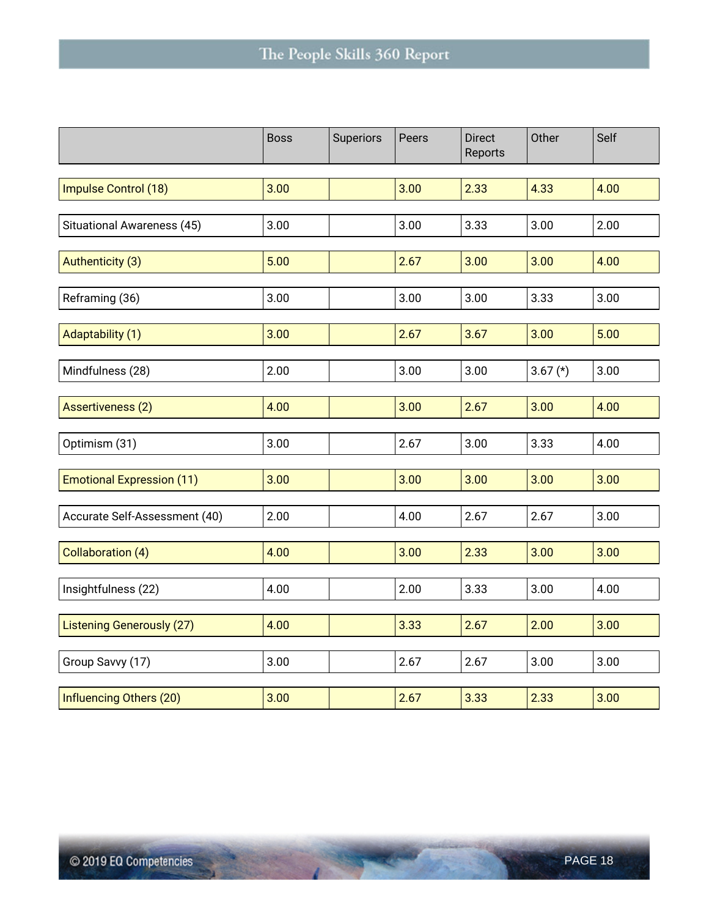| | Boss | Superiors | Peers | Direct Reports | Other | Self |
|---|---|---|---|---|---|---|
| Impulse Control (18) | 3.00 | | 3.00 | 2.33 | 4.33 | 4.00 |
| Situational Awareness (45) | 3.00 | | 3.00 | 3.33 | 3.00 | 2.00 |
| Authenticity (3) | 5.00 | | 2.67 | 3.00 | 3.00 | 4.00 |
| Reframing (36) | 3.00 | | 3.00 | 3.00 | 3.33 | 3.00 |
| Adaptability (1) | 3.00 | | 2.67 | 3.67 | 3.00 | 5.00 |
| Mindfulness (28) | 2.00 | | 3.00 | 3.00 | 3.67 (*) | 3.00 |
| Assertiveness (2) | 4.00 | | 3.00 | 2.67 | 3.00 | 4.00 |
| Optimism (31) | 3.00 | | 2.67 | 3.00 | 3.33 | 4.00 |
| Emotional Expression (11) | 3.00 | | 3.00 | 3.00 | 3.00 | 3.00 |
| Accurate Self-Assessment (40) | 2.00 | | 4.00 | 2.67 | 2.67 | 3.00 |
| Collaboration (4) | 4.00 | | 3.00 | 2.33 | 3.00 | 3.00 |
| Insightfulness (22) | 4.00 | | 2.00 | 3.33 | 3.00 | 4.00 |
| Listening Generously (27) | 4.00 | | 3.33 | 2.67 | 2.00 | 3.00 |
| Group Savvy (17) | 3.00 | | 2.67 | 2.67 | 3.00 | 3.00 |
| Influencing Others (20) | 3.00 | | 2.67 | 3.33 | 2.33 | 3.00 |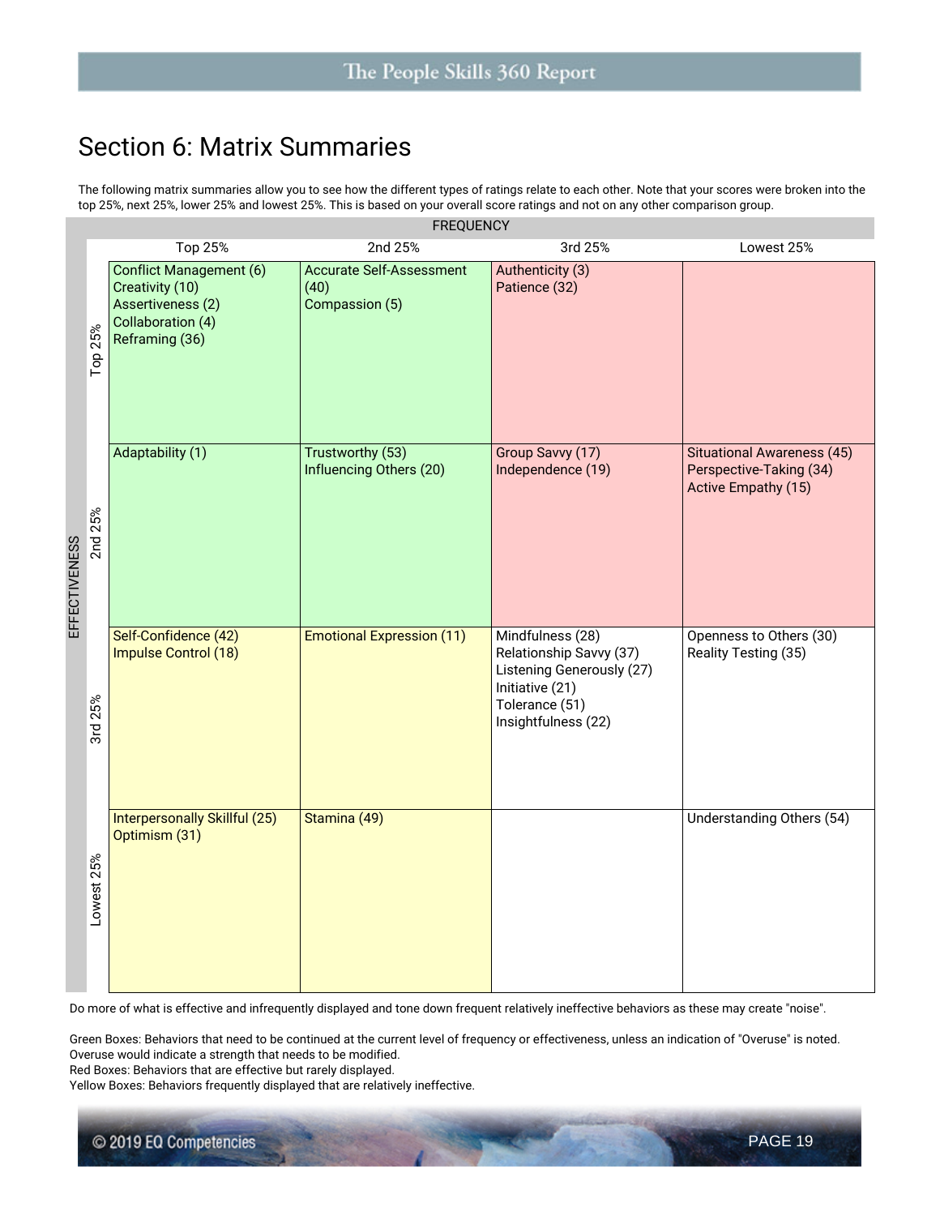# Section 6: Matrix Summaries

The following matrix summaries allow you to see how the different types of ratings relate to each other. Note that your scores were broken into the top 25%, next 25%, lower 25% and lowest 25%. This is based on your overall score ratings and not on any other comparison group.

| EFFECTIVENESS \ FREQUENCY | Top 25% | 2nd 25% | 3rd 25% | Lowest 25% |
|---|---|---|---|---|
| Top 25% | Conflict Management (6)<br>Creativity (10)<br>Assertiveness (2)<br>Collaboration (4)<br>Reframing (36) | Accurate Self-Assessment (40)<br>Compassion (5) | Authenticity (3)<br>Patience (32) | |
| 2nd 25% | Adaptability (1) | Trustworthy (53)<br>Influencing Others (20) | Group Savvy (17)<br>Independence (19) | Situational Awareness (45)<br>Perspective-Taking (34)<br>Active Empathy (15) |
| 3rd 25% | Self-Confidence (42)<br>Impulse Control (18) | Emotional Expression (11) | Mindfulness (28)<br>Relationship Savvy (37)<br>Listening Generously (27)<br>Initiative (21)<br>Tolerance (51)<br>Insightfulness (22) | Openness to Others (30)<br>Reality Testing (35) |
| Lowest 25% | Interpersonally Skillful (25)<br>Optimism (31) | Stamina (49) | | Understanding Others (54) |

Do more of what is effective and infrequently displayed and tone down frequent relatively ineffective behaviors as these may create "noise".

Green Boxes: Behaviors that need to be continued at the current level of frequency or effectiveness, unless an indication of "Overuse" is noted. Overuse would indicate a strength that needs to be modified.
Red Boxes: Behaviors that are effective but rarely displayed.
Yellow Boxes: Behaviors frequently displayed that are relatively ineffective.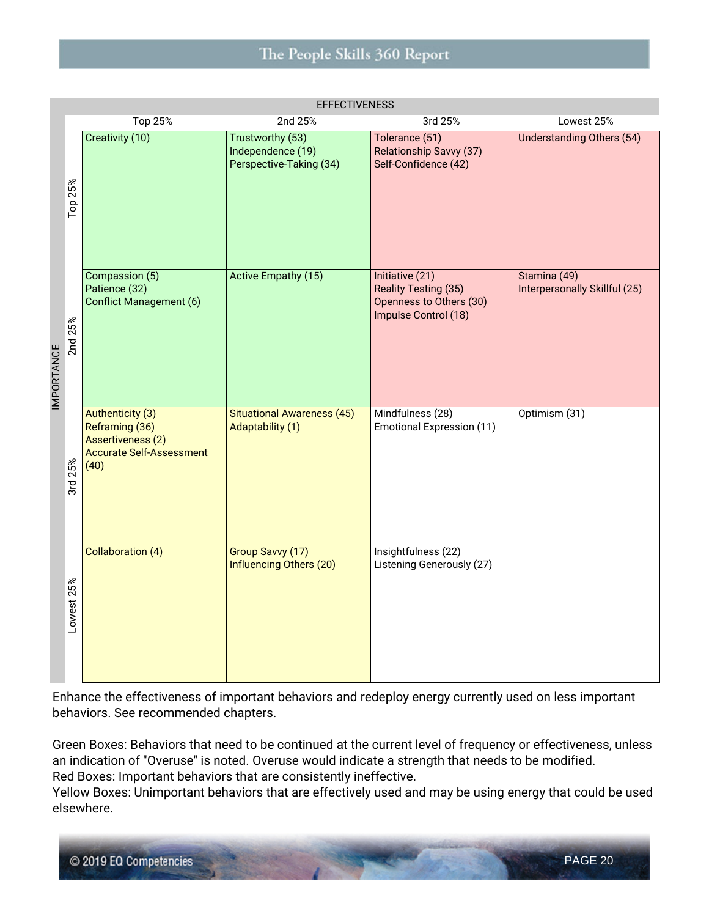| IMPORTANCE \ EFFECTIVENESS | Top 25% | 2nd 25% | 3rd 25% | Lowest 25% |
|---|---|---|---|---|
| Top 25% | Creativity (10) | Trustworthy (53)<br>Independence (19)<br>Perspective-Taking (34) | Tolerance (51)<br>Relationship Savvy (37)<br>Self-Confidence (42) | Understanding Others (54) |
| 2nd 25% | Compassion (5)<br>Patience (32)<br>Conflict Management (6) | Active Empathy (15) | Initiative (21)<br>Reality Testing (35)<br>Openness to Others (30)<br>Impulse Control (18) | Stamina (49)<br>Interpersonally Skillful (25) |
| 3rd 25% | Authenticity (3)<br>Reframing (36)<br>Assertiveness (2)<br>Accurate Self-Assessment (40) | Situational Awareness (45)<br>Adaptability (1) | Mindfulness (28)<br>Emotional Expression (11) | Optimism (31) |
| Lowest 25% | Collaboration (4) | Group Savvy (17)<br>Influencing Others (20) | Insightfulness (22)<br>Listening Generously (27) | |

Enhance the effectiveness of important behaviors and redeploy energy currently used on less important behaviors. See recommended chapters.

Green Boxes: Behaviors that need to be continued at the current level of frequency or effectiveness, unless an indication of "Overuse" is noted. Overuse would indicate a strength that needs to be modified.
Red Boxes: Important behaviors that are consistently ineffective.
Yellow Boxes: Unimportant behaviors that are effectively used and may be using energy that could be used elsewhere.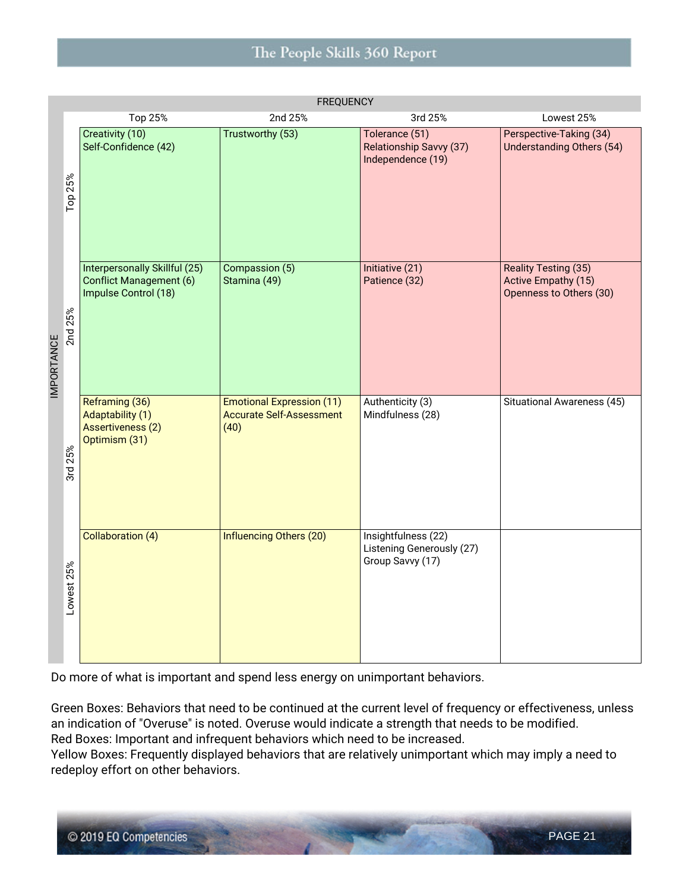| IMPORTANCE \ FREQUENCY | Top 25% | 2nd 25% | 3rd 25% | Lowest 25% |
|---|---|---|---|---|
| Top 25% | Creativity (10)<br>Self-Confidence (42) | Trustworthy (53) | Tolerance (51)<br>Relationship Savvy (37)<br>Independence (19) | Perspective-Taking (34)<br>Understanding Others (54) |
| 2nd 25% | Interpersonally Skillful (25)<br>Conflict Management (6)<br>Impulse Control (18) | Compassion (5)<br>Stamina (49) | Initiative (21)<br>Patience (32) | Reality Testing (35)<br>Active Empathy (15)<br>Openness to Others (30) |
| 3rd 25% | Reframing (36)<br>Adaptability (1)<br>Assertiveness (2)<br>Optimism (31) | Emotional Expression (11)<br>Accurate Self-Assessment (40) | Authenticity (3)<br>Mindfulness (28) | Situational Awareness (45) |
| Lowest 25% | Collaboration (4) | Influencing Others (20) | Insightfulness (22)<br>Listening Generously (27)<br>Group Savvy (17) | |

Do more of what is important and spend less energy on unimportant behaviors.

Green Boxes: Behaviors that need to be continued at the current level of frequency or effectiveness, unless an indication of "Overuse" is noted. Overuse would indicate a strength that needs to be modified.
Red Boxes: Important and infrequent behaviors which need to be increased.
Yellow Boxes: Frequently displayed behaviors that are relatively unimportant which may imply a need to redeploy effort on other behaviors.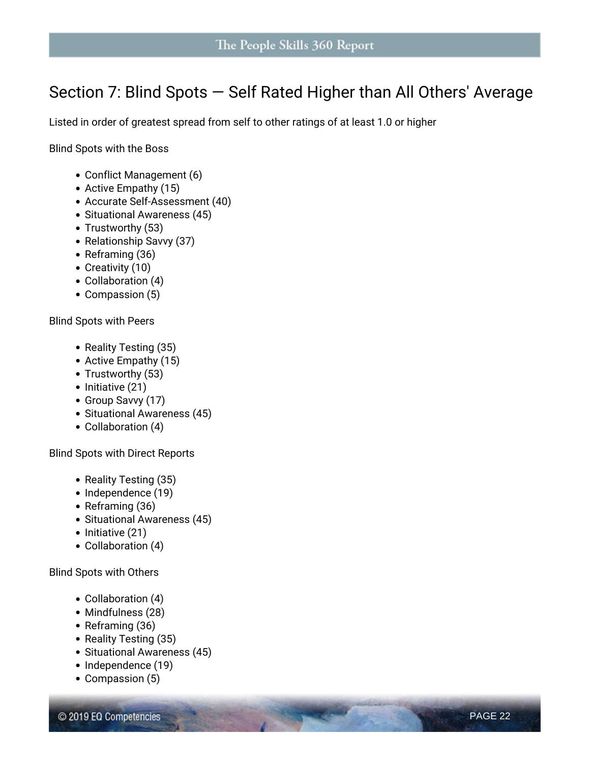## Section 7: Blind Spots — Self Rated Higher than All Others' Average

Listed in order of greatest spread from self to other ratings of at least 1.0 or higher

Blind Spots with the Boss

- Conflict Management (6)
- Active Empathy (15)
- Accurate Self-Assessment (40)
- Situational Awareness (45)
- Trustworthy (53)
- Relationship Savvy (37)
- Reframing (36)
- Creativity (10)
- Collaboration (4)
- Compassion (5)

Blind Spots with Peers

- Reality Testing (35)
- Active Empathy (15)
- Trustworthy (53)
- Initiative (21)
- Group Savvy (17)
- Situational Awareness (45)
- Collaboration (4)

Blind Spots with Direct Reports

- Reality Testing (35)
- Independence (19)
- Reframing (36)
- Situational Awareness (45)
- Initiative (21)
- Collaboration (4)

Blind Spots with Others

- Collaboration (4)
- Mindfulness (28)
- Reframing (36)
- Reality Testing (35)
- Situational Awareness (45)
- Independence (19)
- Compassion (5)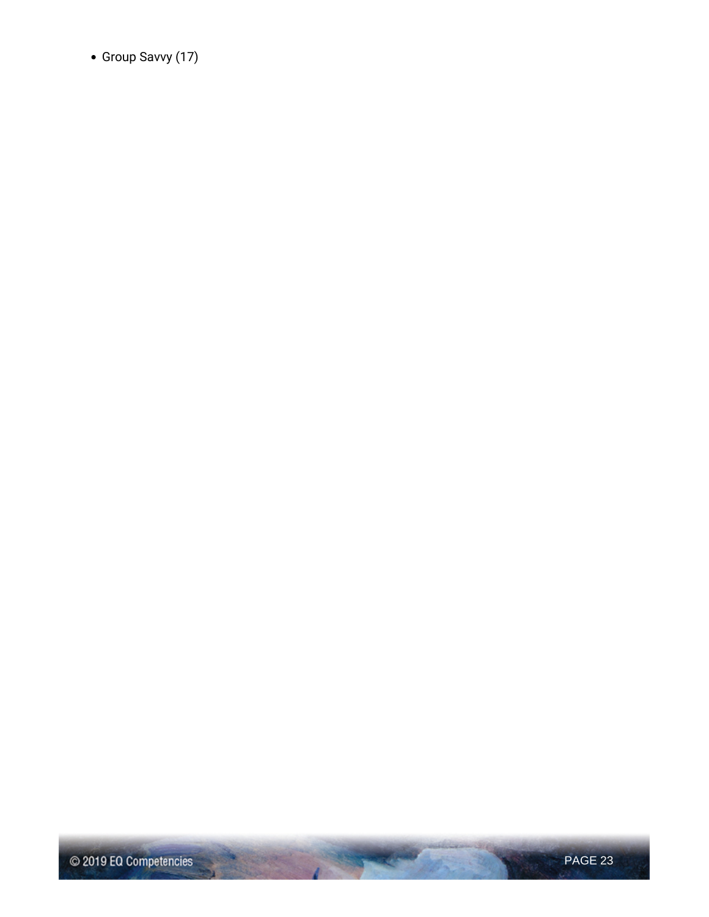- Group Savvy (17)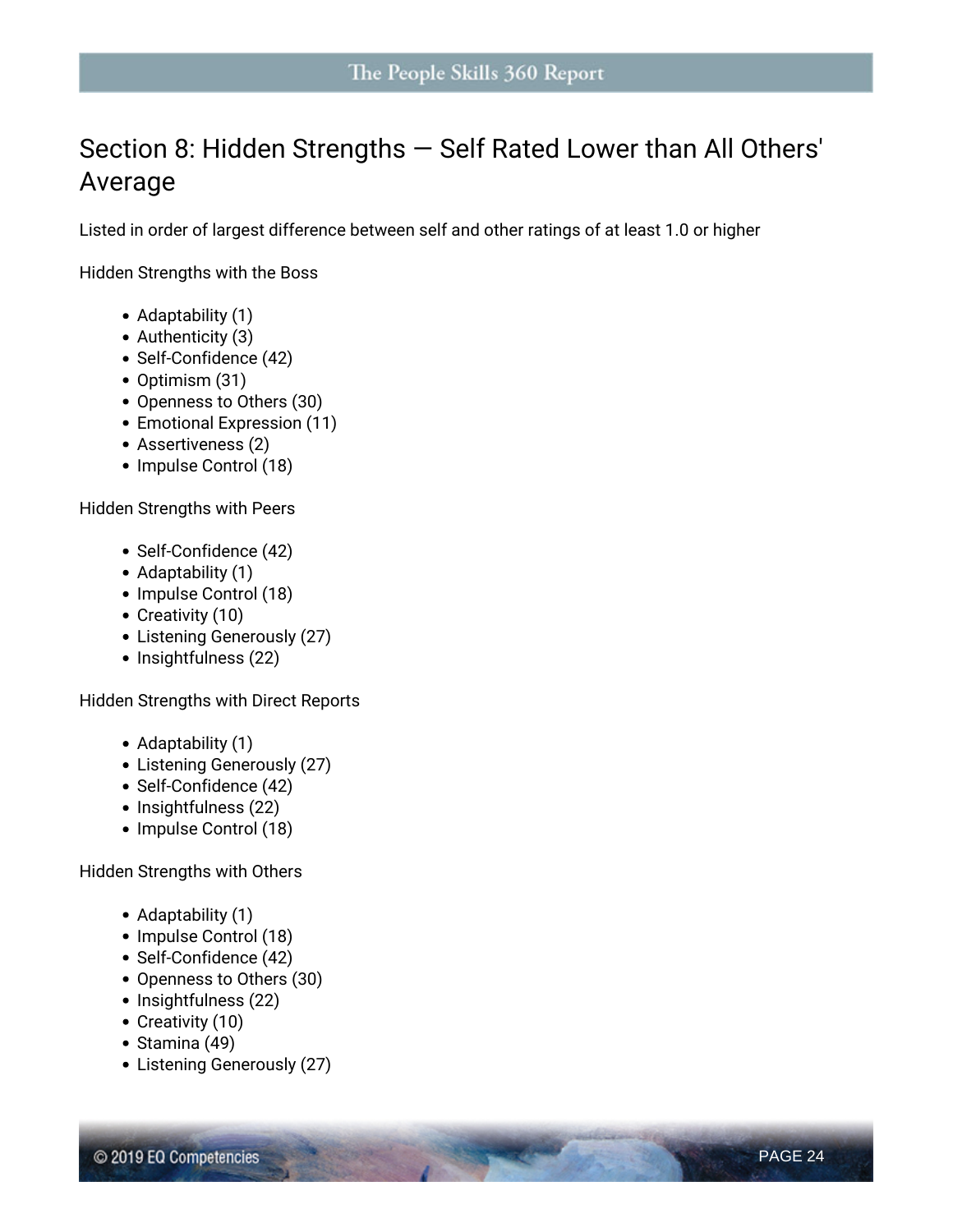## Section 8: Hidden Strengths — Self Rated Lower than All Others' Average

Listed in order of largest difference between self and other ratings of at least 1.0 or higher

Hidden Strengths with the Boss

- Adaptability (1)
- Authenticity (3)
- Self-Confidence (42)
- Optimism (31)
- Openness to Others (30)
- Emotional Expression (11)
- Assertiveness (2)
- Impulse Control (18)

Hidden Strengths with Peers

- Self-Confidence (42)
- Adaptability (1)
- Impulse Control (18)
- Creativity (10)
- Listening Generously (27)
- Insightfulness (22)

Hidden Strengths with Direct Reports

- Adaptability (1)
- Listening Generously (27)
- Self-Confidence (42)
- Insightfulness (22)
- Impulse Control (18)

Hidden Strengths with Others

- Adaptability (1)
- Impulse Control (18)
- Self-Confidence (42)
- Openness to Others (30)
- Insightfulness (22)
- Creativity (10)
- Stamina (49)
- Listening Generously (27)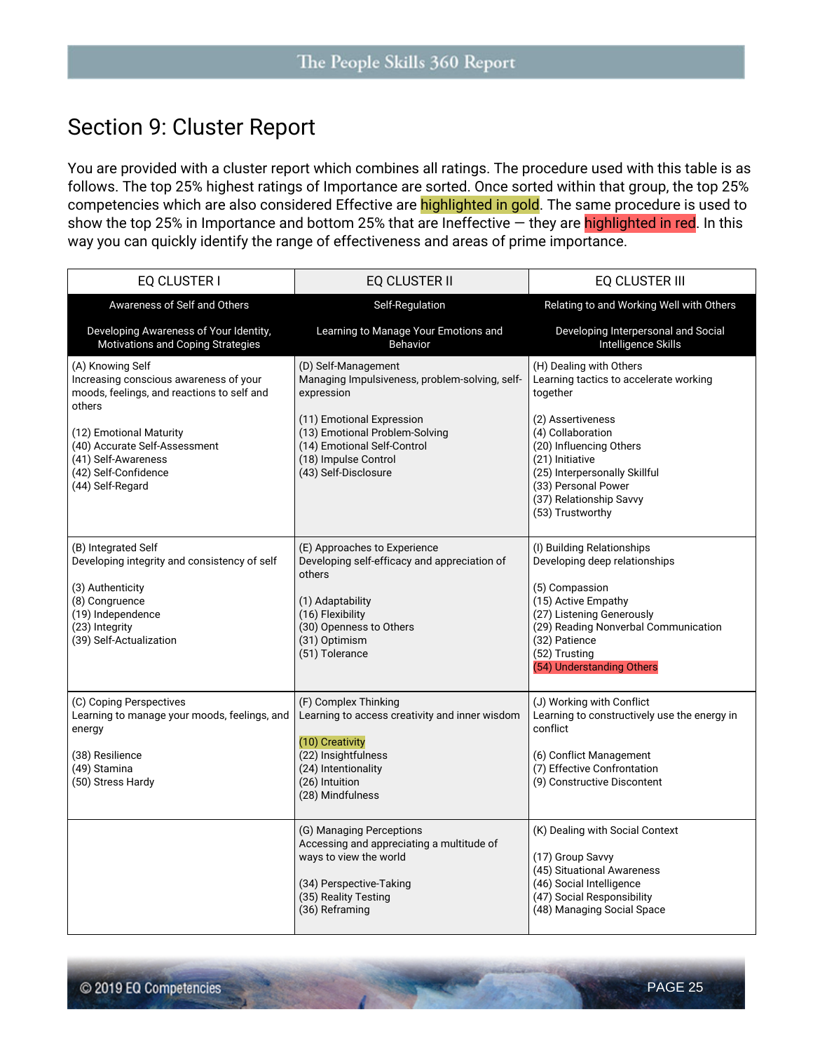## Section 9: Cluster Report

You are provided with a cluster report which combines all ratings. The procedure used with this table is as follows. The top 25% highest ratings of Importance are sorted. Once sorted within that group, the top 25% competencies which are also considered Effective are highlighted in gold. The same procedure is used to show the top 25% in Importance and bottom 25% that are Ineffective — they are highlighted in red. In this way you can quickly identify the range of effectiveness and areas of prime importance.

| EQ CLUSTER I | EQ CLUSTER II | EQ CLUSTER III |
|---|---|---|
| Awareness of Self and Others<br><br>Developing Awareness of Your Identity, Motivations and Coping Strategies | Self-Regulation<br><br>Learning to Manage Your Emotions and Behavior | Relating to and Working Well with Others<br><br>Developing Interpersonal and Social Intelligence Skills |
| (A) Knowing Self<br>Increasing conscious awareness of your moods, feelings, and reactions to self and others<br><br>(12) Emotional Maturity<br>(40) Accurate Self-Assessment<br>(41) Self-Awareness<br>(42) Self-Confidence<br>(44) Self-Regard | (D) Self-Management<br>Managing Impulsiveness, problem-solving, self-expression<br><br>(11) Emotional Expression<br>(13) Emotional Problem-Solving<br>(14) Emotional Self-Control<br>(18) Impulse Control<br>(43) Self-Disclosure | (H) Dealing with Others<br>Learning tactics to accelerate working together<br><br>(2) Assertiveness<br>(4) Collaboration<br>(20) Influencing Others<br>(21) Initiative<br>(25) Interpersonally Skillful<br>(33) Personal Power<br>(37) Relationship Savvy<br>(53) Trustworthy |
| (B) Integrated Self<br>Developing integrity and consistency of self<br><br>(3) Authenticity<br>(8) Congruence<br>(19) Independence<br>(23) Integrity<br>(39) Self-Actualization | (E) Approaches to Experience<br>Developing self-efficacy and appreciation of others<br><br>(1) Adaptability<br>(16) Flexibility<br>(30) Openness to Others<br>(31) Optimism<br>(51) Tolerance | (I) Building Relationships<br>Developing deep relationships<br><br>(5) Compassion<br>(15) Active Empathy<br>(27) Listening Generously<br>(29) Reading Nonverbal Communication<br>(32) Patience<br>(52) Trusting<br>(54) Understanding Others |
| (C) Coping Perspectives<br>Learning to manage your moods, feelings, and energy<br><br>(38) Resilience<br>(49) Stamina<br>(50) Stress Hardy | (F) Complex Thinking<br>Learning to access creativity and inner wisdom<br><br>(10) Creativity<br>(22) Insightfulness<br>(24) Intentionality<br>(26) Intuition<br>(28) Mindfulness | (J) Working with Conflict<br>Learning to constructively use the energy in conflict<br><br>(6) Conflict Management<br>(7) Effective Confrontation<br>(9) Constructive Discontent |
| | (G) Managing Perceptions<br>Accessing and appreciating a multitude of ways to view the world<br><br>(34) Perspective-Taking<br>(35) Reality Testing<br>(36) Reframing | (K) Dealing with Social Context<br><br>(17) Group Savvy<br>(45) Situational Awareness<br>(46) Social Intelligence<br>(47) Social Responsibility<br>(48) Managing Social Space |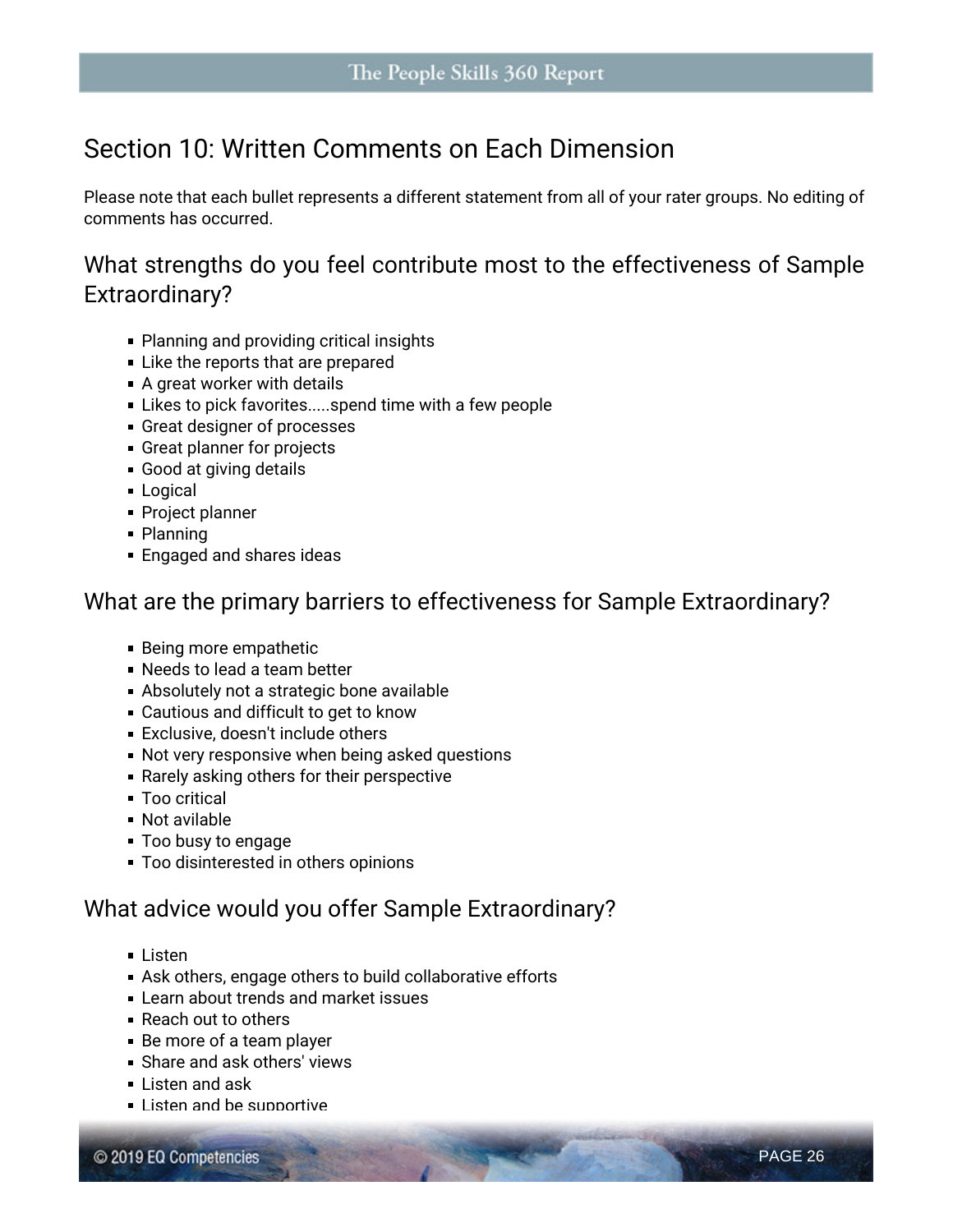## Section 10: Written Comments on Each Dimension

Please note that each bullet represents a different statement from all of your rater groups. No editing of comments has occurred.

### What strengths do you feel contribute most to the effectiveness of Sample Extraordinary?

- Planning and providing critical insights
- Like the reports that are prepared
- A great worker with details
- Likes to pick favorites.....spend time with a few people
- Great designer of processes
- Great planner for projects
- Good at giving details
- Logical
- Project planner
- Planning
- Engaged and shares ideas

### What are the primary barriers to effectiveness for Sample Extraordinary?

- Being more empathetic
- Needs to lead a team better
- Absolutely not a strategic bone available
- Cautious and difficult to get to know
- Exclusive, doesn't include others
- Not very responsive when being asked questions
- Rarely asking others for their perspective
- Too critical
- Not avilable
- Too busy to engage
- Too disinterested in others opinions

### What advice would you offer Sample Extraordinary?

- Listen
- Ask others, engage others to build collaborative efforts
- Learn about trends and market issues
- Reach out to others
- Be more of a team player
- Share and ask others' views
- Listen and ask
- Listen and be supportive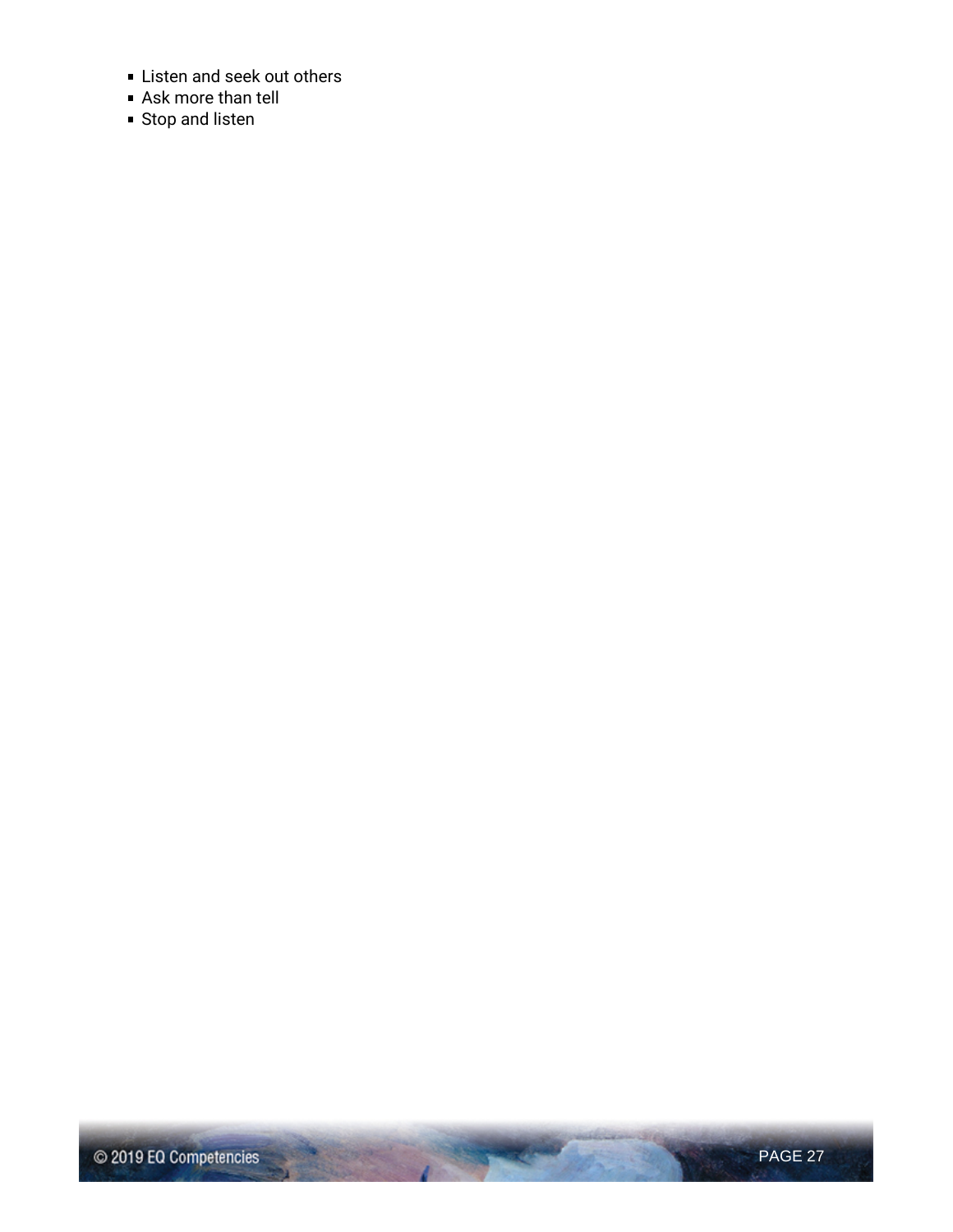- Listen and seek out others
- Ask more than tell
- Stop and listen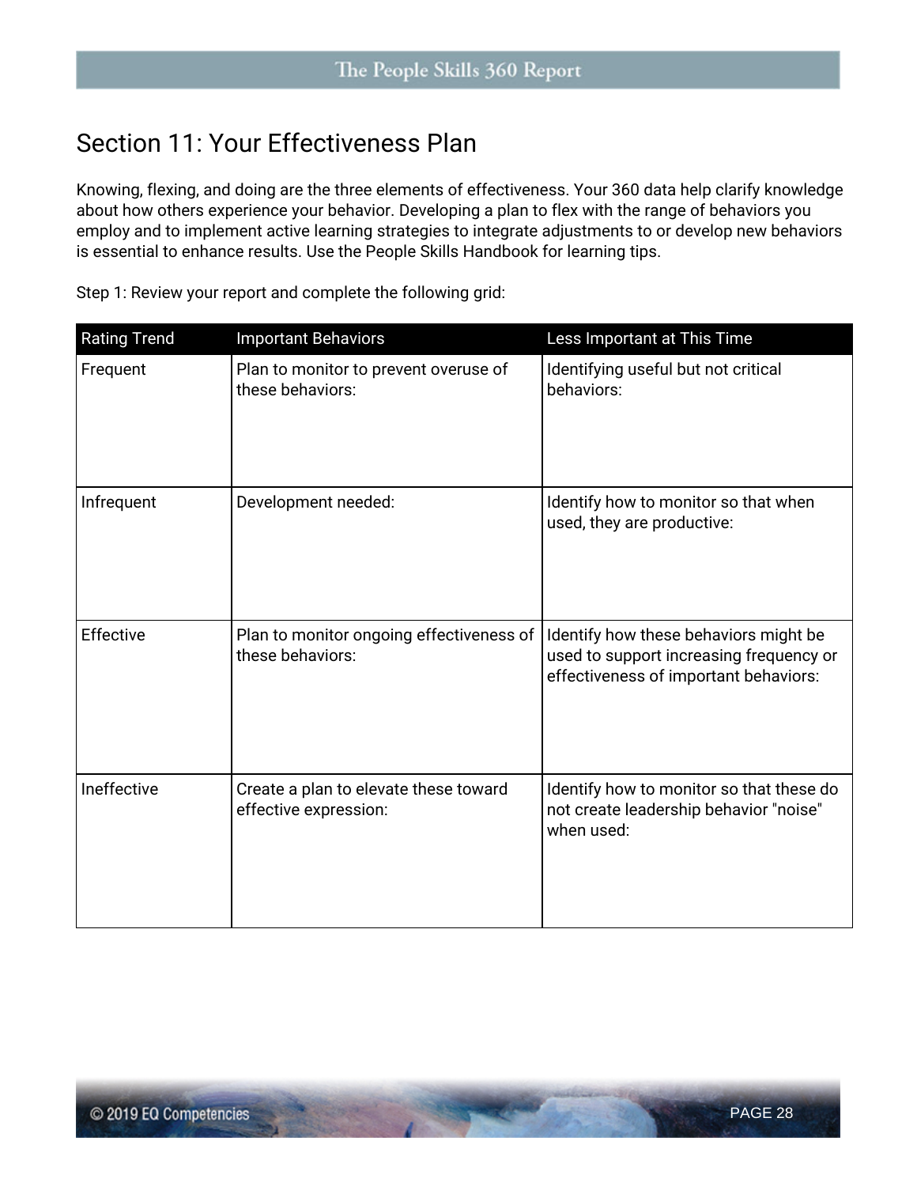## Section 11: Your Effectiveness Plan

Knowing, flexing, and doing are the three elements of effectiveness. Your 360 data help clarify knowledge about how others experience your behavior. Developing a plan to flex with the range of behaviors you employ and to implement active learning strategies to integrate adjustments to or develop new behaviors is essential to enhance results. Use the People Skills Handbook for learning tips.

Step 1: Review your report and complete the following grid:

| Rating Trend | Important Behaviors | Less Important at This Time |
|---|---|---|
| Frequent | Plan to monitor to prevent overuse of these behaviors: | Identifying useful but not critical behaviors: |
| Infrequent | Development needed: | Identify how to monitor so that when used, they are productive: |
| Effective | Plan to monitor ongoing effectiveness of these behaviors: | Identify how these behaviors might be used to support increasing frequency or effectiveness of important behaviors: |
| Ineffective | Create a plan to elevate these toward effective expression: | Identify how to monitor so that these do not create leadership behavior "noise" when used: |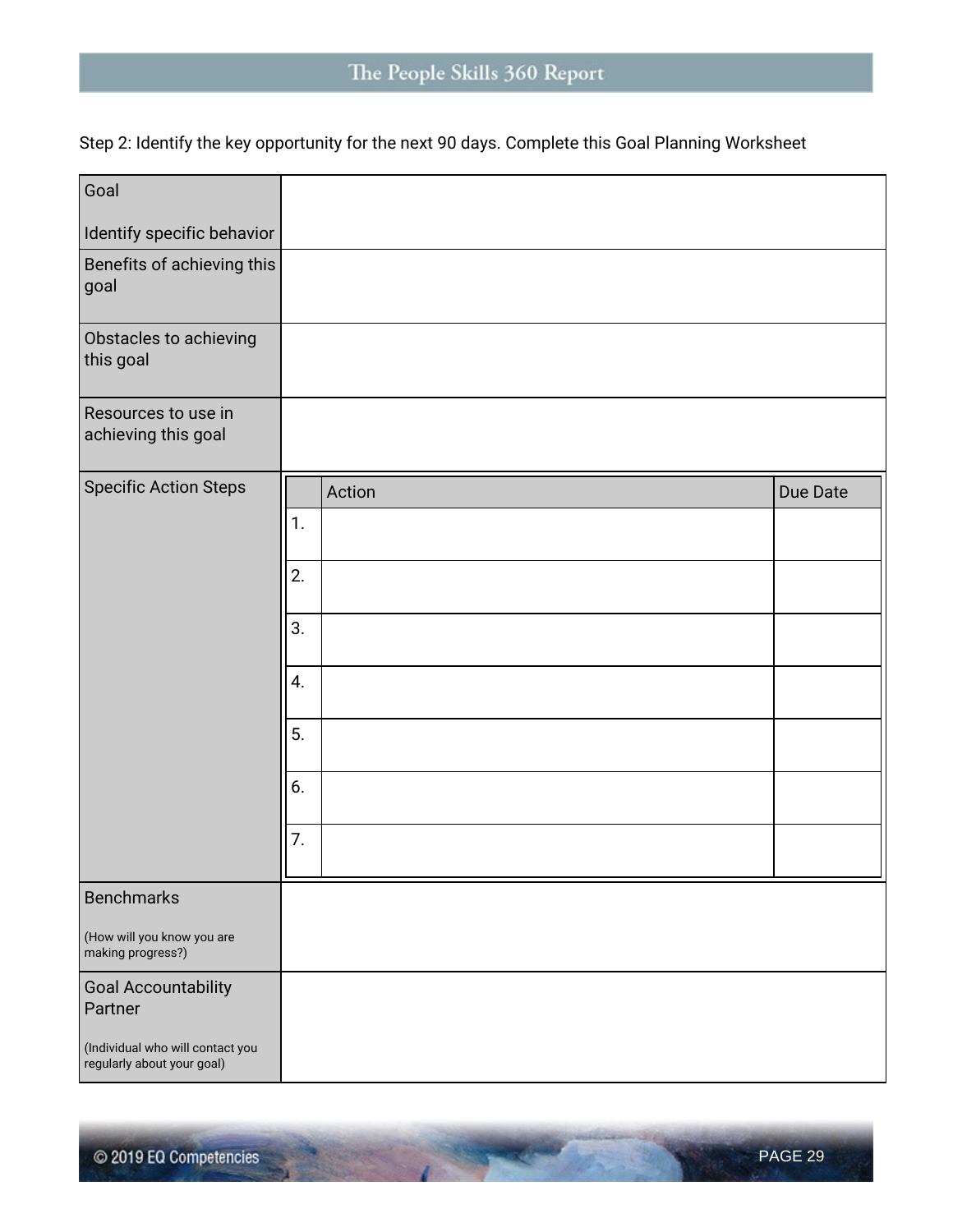Step 2: Identify the key opportunity for the next 90 days. Complete this Goal Planning Worksheet

| Goal<br><br>Identify specific behavior | |
|---|---|
| Benefits of achieving this goal | |
| Obstacles to achieving this goal | |
| Resources to use in achieving this goal | |
| Specific Action Steps | |
| Benchmarks<br><br>(How will you know you are making progress?) | |
| Goal Accountability Partner<br><br>(Individual who will contact you regularly about your goal) | |

Specific Action Steps:

| | Action | Due Date |
|---|---|---|
| 1. | | |
| 2. | | |
| 3. | | |
| 4. | | |
| 5. | | |
| 6. | | |
| 7. | | |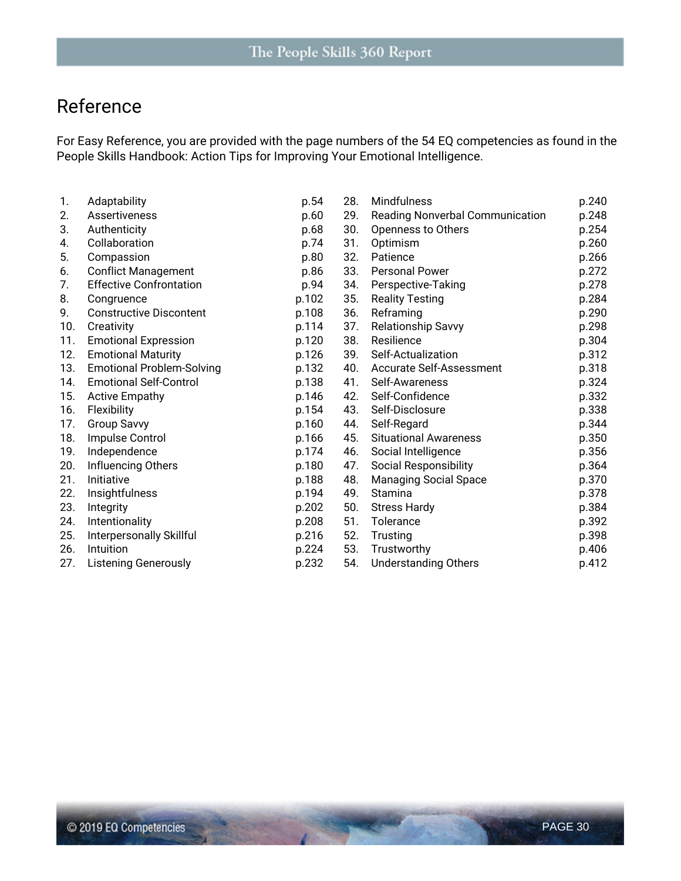# Reference

For Easy Reference, you are provided with the page numbers of the 54 EQ competencies as found in the People Skills Handbook: Action Tips for Improving Your Emotional Intelligence.

1. Adaptability p.54
2. Assertiveness p.60
3. Authenticity p.68
4. Collaboration p.74
5. Compassion p.80
6. Conflict Management p.86
7. Effective Confrontation p.94
8. Congruence p.102
9. Constructive Discontent p.108
10. Creativity p.114
11. Emotional Expression p.120
12. Emotional Maturity p.126
13. Emotional Problem-Solving p.132
14. Emotional Self-Control p.138
15. Active Empathy p.146
16. Flexibility p.154
17. Group Savvy p.160
18. Impulse Control p.166
19. Independence p.174
20. Influencing Others p.180
21. Initiative p.188
22. Insightfulness p.194
23. Integrity p.202
24. Intentionality p.208
25. Interpersonally Skillful p.216
26. Intuition p.224
27. Listening Generously p.232
28. Mindfulness p.240
29. Reading Nonverbal Communication p.248
30. Openness to Others p.254
31. Optimism p.260
32. Patience p.266
33. Personal Power p.272
34. Perspective-Taking p.278
35. Reality Testing p.284
36. Reframing p.290
37. Relationship Savvy p.298
38. Resilience p.304
39. Self-Actualization p.312
40. Accurate Self-Assessment p.318
41. Self-Awareness p.324
42. Self-Confidence p.332
43. Self-Disclosure p.338
44. Self-Regard p.344
45. Situational Awareness p.350
46. Social Intelligence p.356
47. Social Responsibility p.364
48. Managing Social Space p.370
49. Stamina p.378
50. Stress Hardy p.384
51. Tolerance p.392
52. Trusting p.398
53. Trustworthy p.406
54. Understanding Others p.412